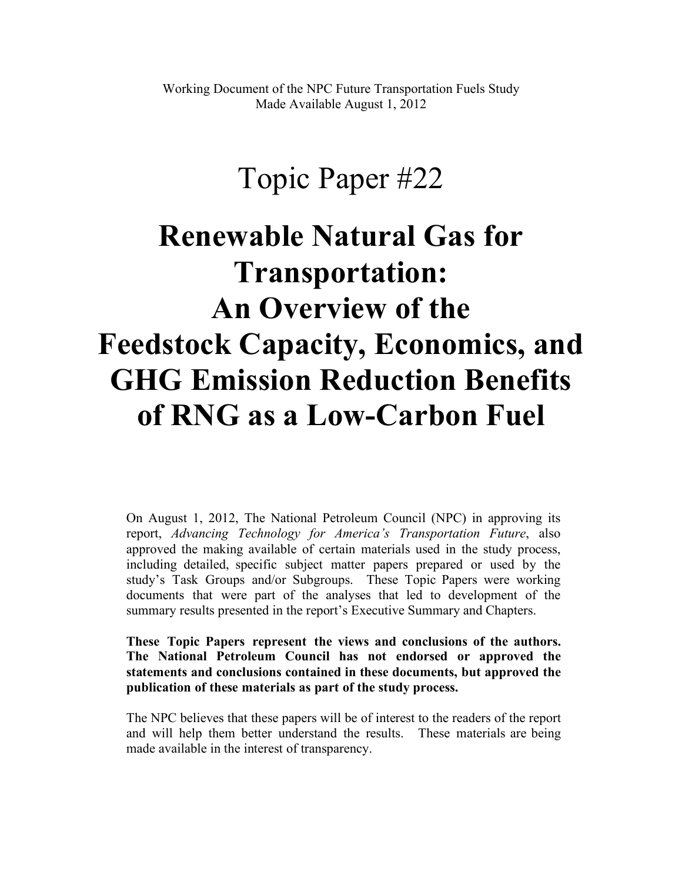Working Document of the NPC Future Transportation Fuels Study
Made Available August 1, 2012

# Topic Paper #22

# Renewable Natural Gas for Transportation: An Overview of the Feedstock Capacity, Economics, and GHG Emission Reduction Benefits of RNG as a Low-Carbon Fuel

On August 1, 2012, The National Petroleum Council (NPC) in approving its report, *Advancing Technology for America's Transportation Future*, also approved the making available of certain materials used in the study process, including detailed, specific subject matter papers prepared or used by the study's Task Groups and/or Subgroups. These Topic Papers were working documents that were part of the analyses that led to development of the summary results presented in the report's Executive Summary and Chapters.

**These Topic Papers represent the views and conclusions of the authors. The National Petroleum Council has not endorsed or approved the statements and conclusions contained in these documents, but approved the publication of these materials as part of the study process.**

The NPC believes that these papers will be of interest to the readers of the report and will help them better understand the results. These materials are being made available in the interest of transparency.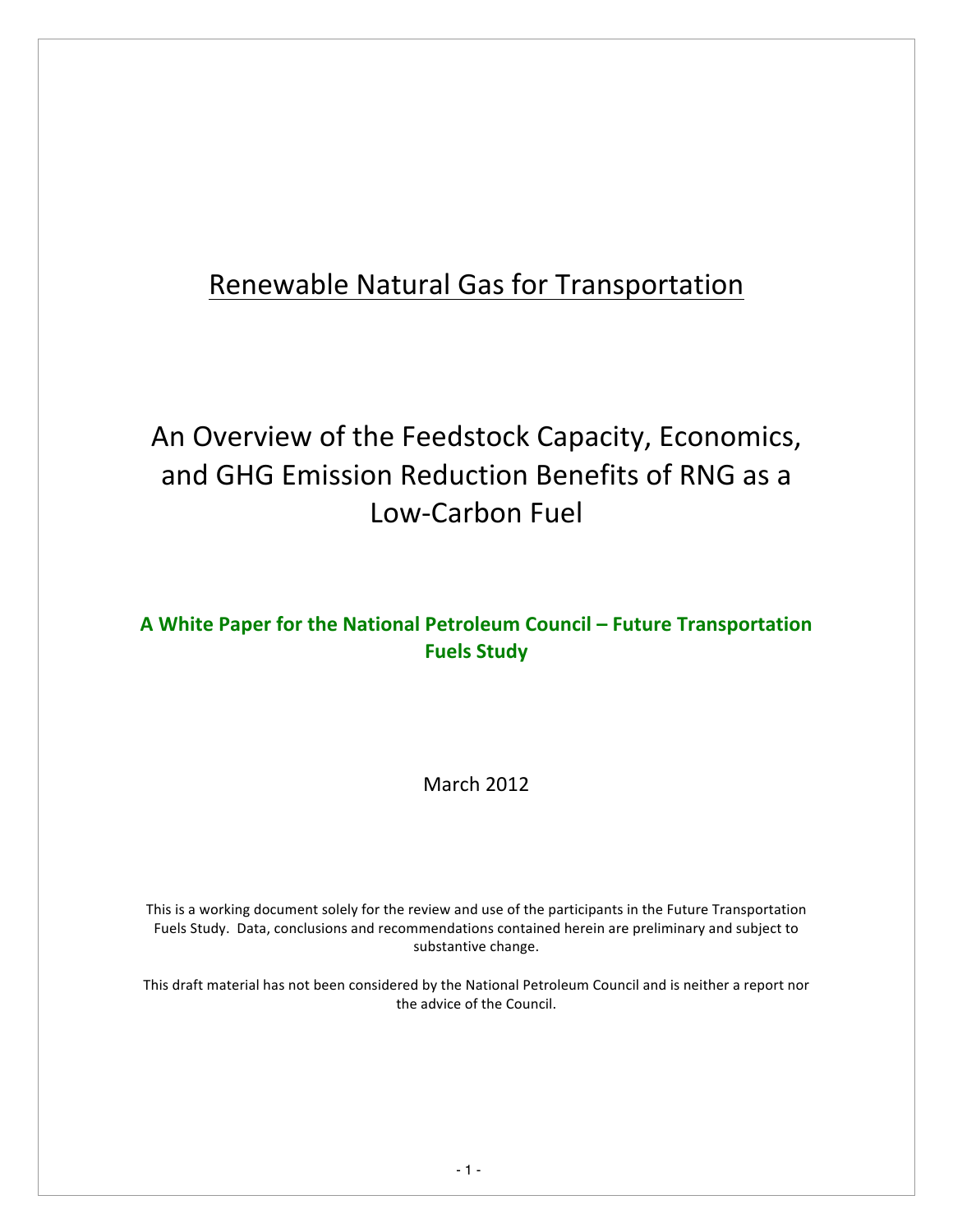# Renewable Natural Gas for Transportation

## An Overview of the Feedstock Capacity, Economics, and GHG Emission Reduction Benefits of RNG as a Low-Carbon Fuel

**A White Paper for the National Petroleum Council – Future Transportation Fuels Study**

March 2012

This is a working document solely for the review and use of the participants in the Future Transportation Fuels Study. Data, conclusions and recommendations contained herein are preliminary and subject to substantive change.

This draft material has not been considered by the National Petroleum Council and is neither a report nor the advice of the Council.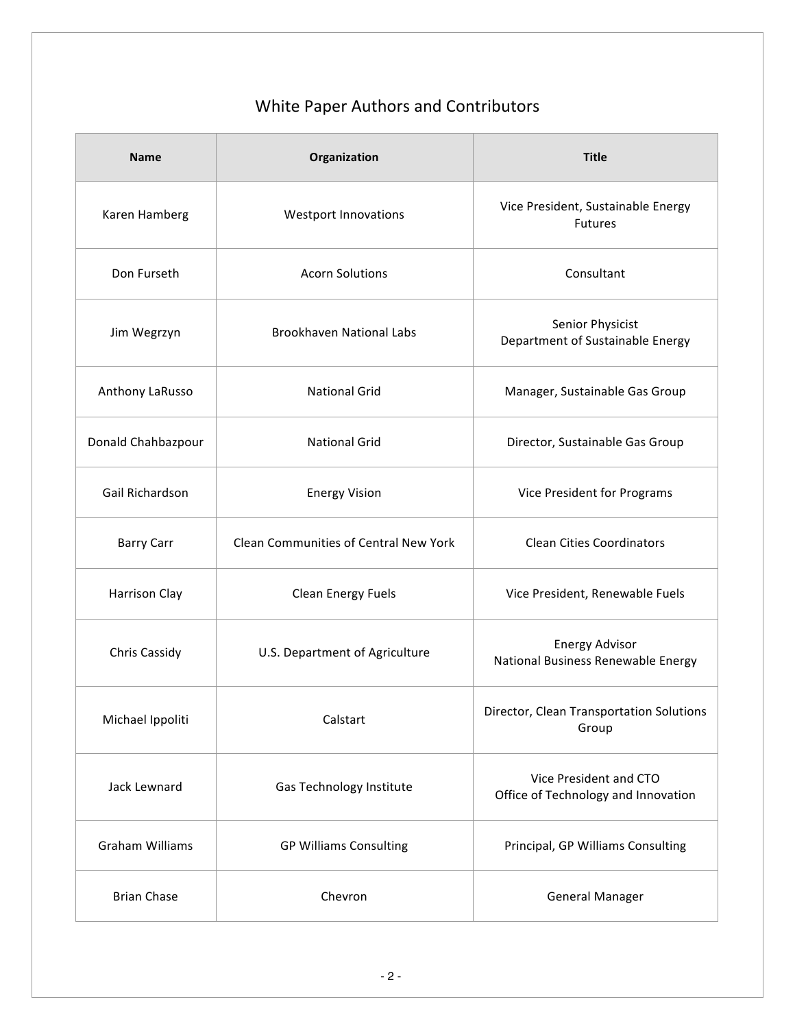# White Paper Authors and Contributors

| Name | Organization | Title |
| --- | --- | --- |
| Karen Hamberg | Westport Innovations | Vice President, Sustainable Energy Futures |
| Don Furseth | Acorn Solutions | Consultant |
| Jim Wegrzyn | Brookhaven National Labs | Senior Physicist Department of Sustainable Energy |
| Anthony LaRusso | National Grid | Manager, Sustainable Gas Group |
| Donald Chahbazpour | National Grid | Director, Sustainable Gas Group |
| Gail Richardson | Energy Vision | Vice President for Programs |
| Barry Carr | Clean Communities of Central New York | Clean Cities Coordinators |
| Harrison Clay | Clean Energy Fuels | Vice President, Renewable Fuels |
| Chris Cassidy | U.S. Department of Agriculture | Energy Advisor National Business Renewable Energy |
| Michael Ippoliti | Calstart | Director, Clean Transportation Solutions Group |
| Jack Lewnard | Gas Technology Institute | Vice President and CTO Office of Technology and Innovation |
| Graham Williams | GP Williams Consulting | Principal, GP Williams Consulting |
| Brian Chase | Chevron | General Manager |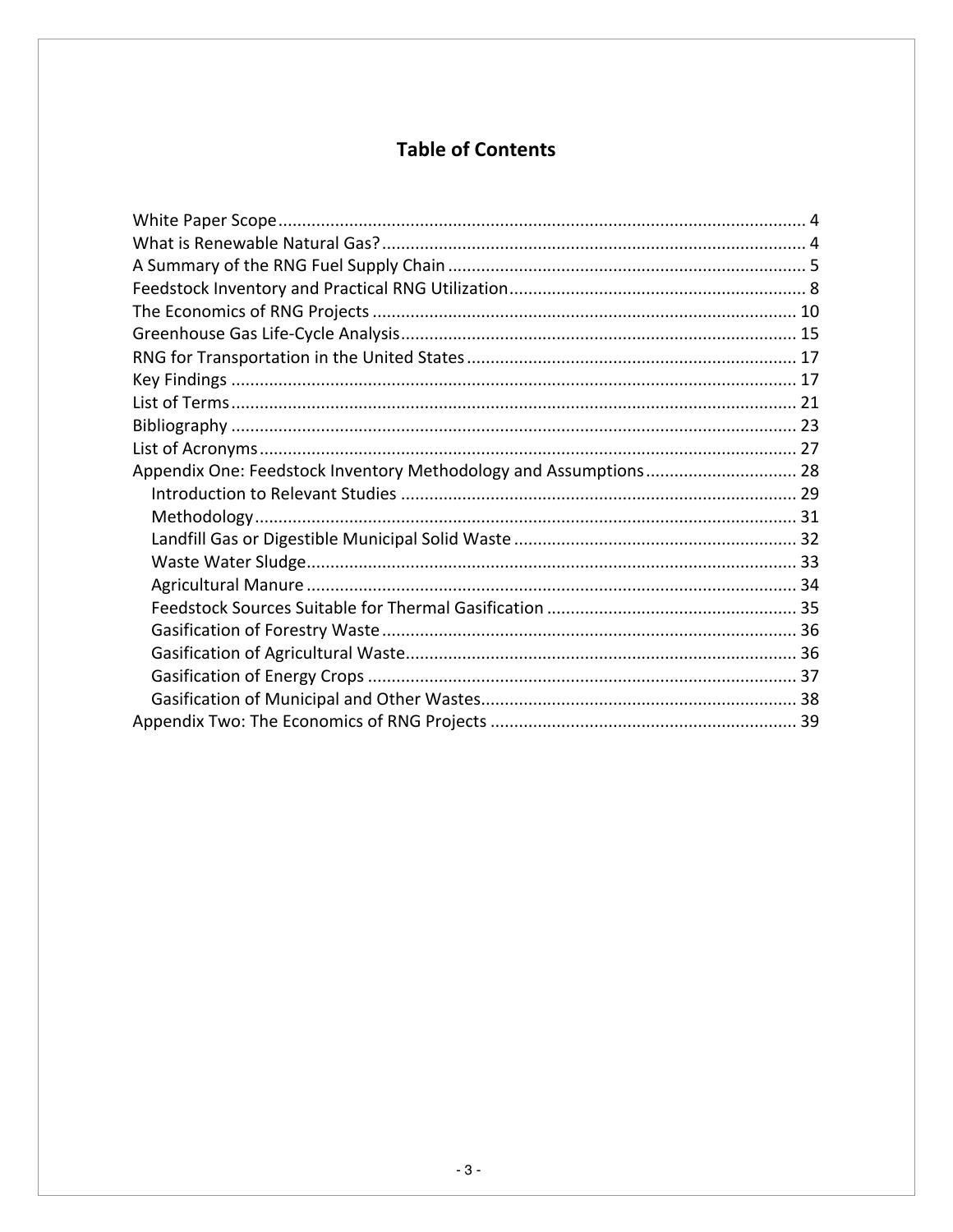# Table of Contents

- White Paper Scope .... 4
- What is Renewable Natural Gas? .... 4
- A Summary of the RNG Fuel Supply Chain .... 5
- Feedstock Inventory and Practical RNG Utilization .... 8
- The Economics of RNG Projects .... 10
- Greenhouse Gas Life-Cycle Analysis .... 15
- RNG for Transportation in the United States .... 17
- Key Findings .... 17
- List of Terms .... 21
- Bibliography .... 23
- List of Acronyms .... 27
- Appendix One: Feedstock Inventory Methodology and Assumptions .... 28
  - Introduction to Relevant Studies .... 29
  - Methodology .... 31
  - Landfill Gas or Digestible Municipal Solid Waste .... 32
  - Waste Water Sludge .... 33
  - Agricultural Manure .... 34
  - Feedstock Sources Suitable for Thermal Gasification .... 35
  - Gasification of Forestry Waste .... 36
  - Gasification of Agricultural Waste .... 36
  - Gasification of Energy Crops .... 37
  - Gasification of Municipal and Other Wastes .... 38
- Appendix Two: The Economics of RNG Projects .... 39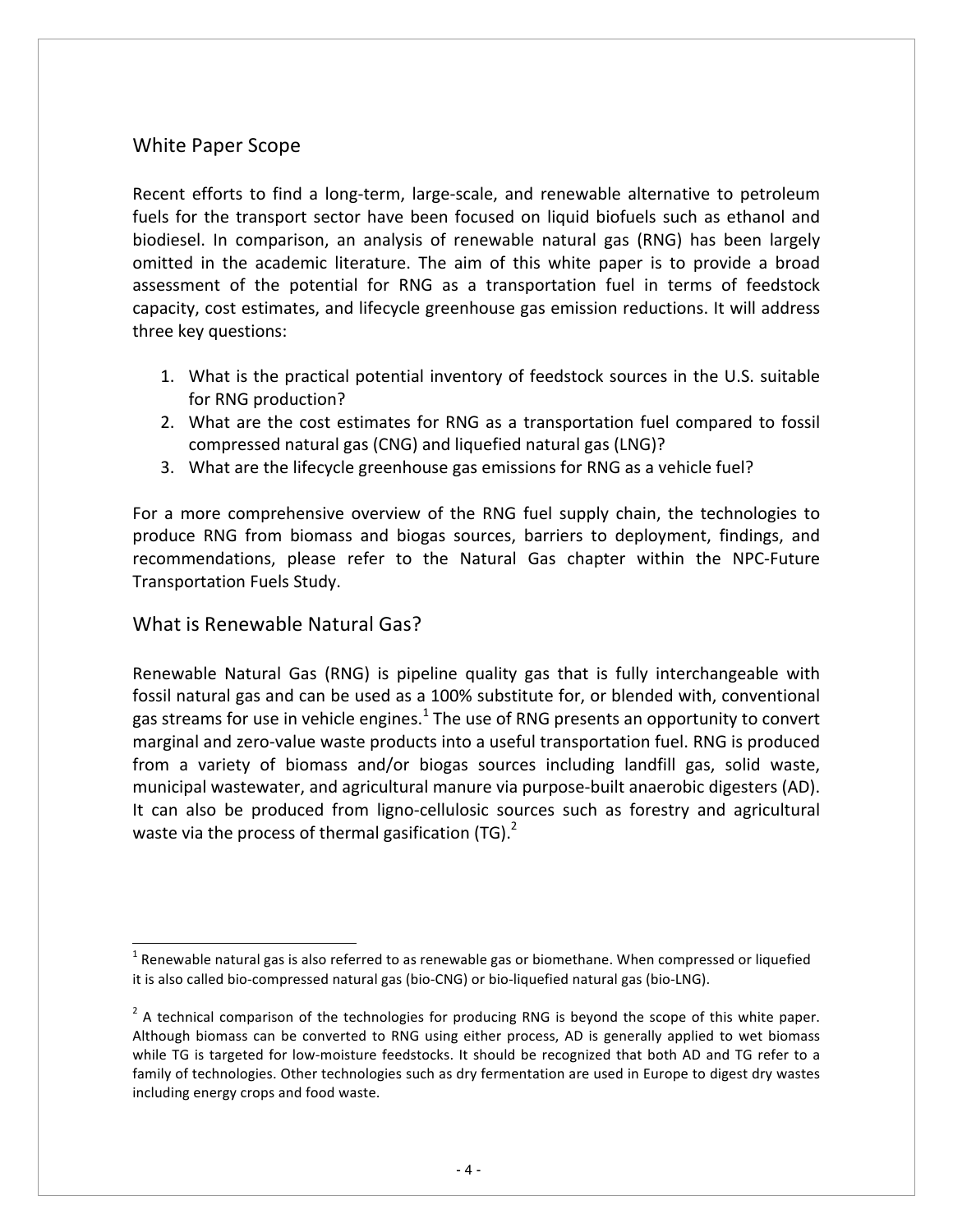## White Paper Scope

Recent efforts to find a long-term, large-scale, and renewable alternative to petroleum fuels for the transport sector have been focused on liquid biofuels such as ethanol and biodiesel. In comparison, an analysis of renewable natural gas (RNG) has been largely omitted in the academic literature. The aim of this white paper is to provide a broad assessment of the potential for RNG as a transportation fuel in terms of feedstock capacity, cost estimates, and lifecycle greenhouse gas emission reductions. It will address three key questions:

1. What is the practical potential inventory of feedstock sources in the U.S. suitable for RNG production?
2. What are the cost estimates for RNG as a transportation fuel compared to fossil compressed natural gas (CNG) and liquefied natural gas (LNG)?
3. What are the lifecycle greenhouse gas emissions for RNG as a vehicle fuel?

For a more comprehensive overview of the RNG fuel supply chain, the technologies to produce RNG from biomass and biogas sources, barriers to deployment, findings, and recommendations, please refer to the Natural Gas chapter within the NPC-Future Transportation Fuels Study.

## What is Renewable Natural Gas?

Renewable Natural Gas (RNG) is pipeline quality gas that is fully interchangeable with fossil natural gas and can be used as a 100% substitute for, or blended with, conventional gas streams for use in vehicle engines.[1] The use of RNG presents an opportunity to convert marginal and zero-value waste products into a useful transportation fuel. RNG is produced from a variety of biomass and/or biogas sources including landfill gas, solid waste, municipal wastewater, and agricultural manure via purpose-built anaerobic digesters (AD). It can also be produced from ligno-cellulosic sources such as forestry and agricultural waste via the process of thermal gasification (TG).[2]

---

[1] Renewable natural gas is also referred to as renewable gas or biomethane. When compressed or liquefied it is also called bio-compressed natural gas (bio-CNG) or bio-liquefied natural gas (bio-LNG).

[2] A technical comparison of the technologies for producing RNG is beyond the scope of this white paper. Although biomass can be converted to RNG using either process, AD is generally applied to wet biomass while TG is targeted for low-moisture feedstocks. It should be recognized that both AD and TG refer to a family of technologies. Other technologies such as dry fermentation are used in Europe to digest dry wastes including energy crops and food waste.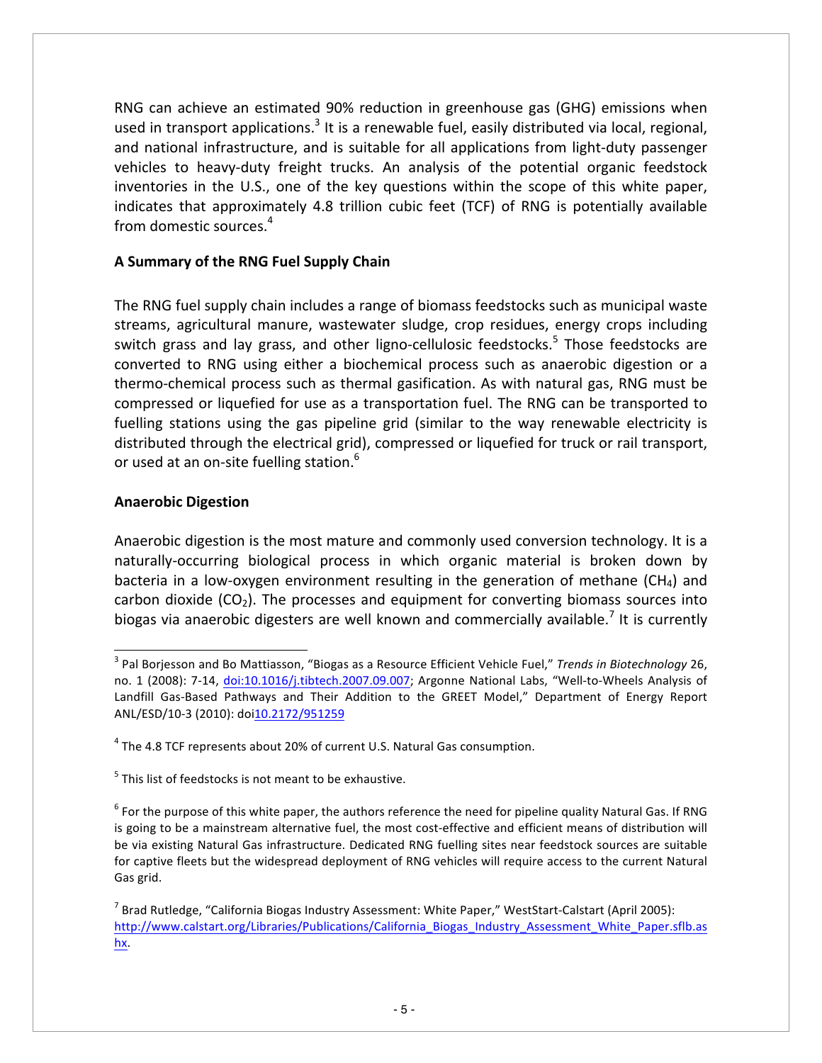RNG can achieve an estimated 90% reduction in greenhouse gas (GHG) emissions when used in transport applications.[3] It is a renewable fuel, easily distributed via local, regional, and national infrastructure, and is suitable for all applications from light-duty passenger vehicles to heavy-duty freight trucks. An analysis of the potential organic feedstock inventories in the U.S., one of the key questions within the scope of this white paper, indicates that approximately 4.8 trillion cubic feet (TCF) of RNG is potentially available from domestic sources.[4]

**A Summary of the RNG Fuel Supply Chain**

The RNG fuel supply chain includes a range of biomass feedstocks such as municipal waste streams, agricultural manure, wastewater sludge, crop residues, energy crops including switch grass and lay grass, and other ligno-cellulosic feedstocks.[5] Those feedstocks are converted to RNG using either a biochemical process such as anaerobic digestion or a thermo-chemical process such as thermal gasification. As with natural gas, RNG must be compressed or liquefied for use as a transportation fuel. The RNG can be transported to fuelling stations using the gas pipeline grid (similar to the way renewable electricity is distributed through the electrical grid), compressed or liquefied for truck or rail transport, or used at an on-site fuelling station.[6]

**Anaerobic Digestion**

Anaerobic digestion is the most mature and commonly used conversion technology. It is a naturally-occurring biological process in which organic material is broken down by bacteria in a low-oxygen environment resulting in the generation of methane ($CH_4$) and carbon dioxide ($CO_2$). The processes and equipment for converting biomass sources into biogas via anaerobic digesters are well known and commercially available.[7] It is currently

---

[3] Pal Borjesson and Bo Mattiasson, "Biogas as a Resource Efficient Vehicle Fuel," *Trends in Biotechnology* 26, no. 1 (2008): 7-14, doi:10.1016/j.tibtech.2007.09.007; Argonne National Labs, "Well-to-Wheels Analysis of Landfill Gas-Based Pathways and Their Addition to the GREET Model," Department of Energy Report ANL/ESD/10-3 (2010): doi10.2172/951259

[4] The 4.8 TCF represents about 20% of current U.S. Natural Gas consumption.

[5] This list of feedstocks is not meant to be exhaustive.

[6] For the purpose of this white paper, the authors reference the need for pipeline quality Natural Gas. If RNG is going to be a mainstream alternative fuel, the most cost-effective and efficient means of distribution will be via existing Natural Gas infrastructure. Dedicated RNG fuelling sites near feedstock sources are suitable for captive fleets but the widespread deployment of RNG vehicles will require access to the current Natural Gas grid.

[7] Brad Rutledge, "California Biogas Industry Assessment: White Paper," WestStart-Calstart (April 2005): http://www.calstart.org/Libraries/Publications/California_Biogas_Industry_Assessment_White_Paper.sflb.ashx.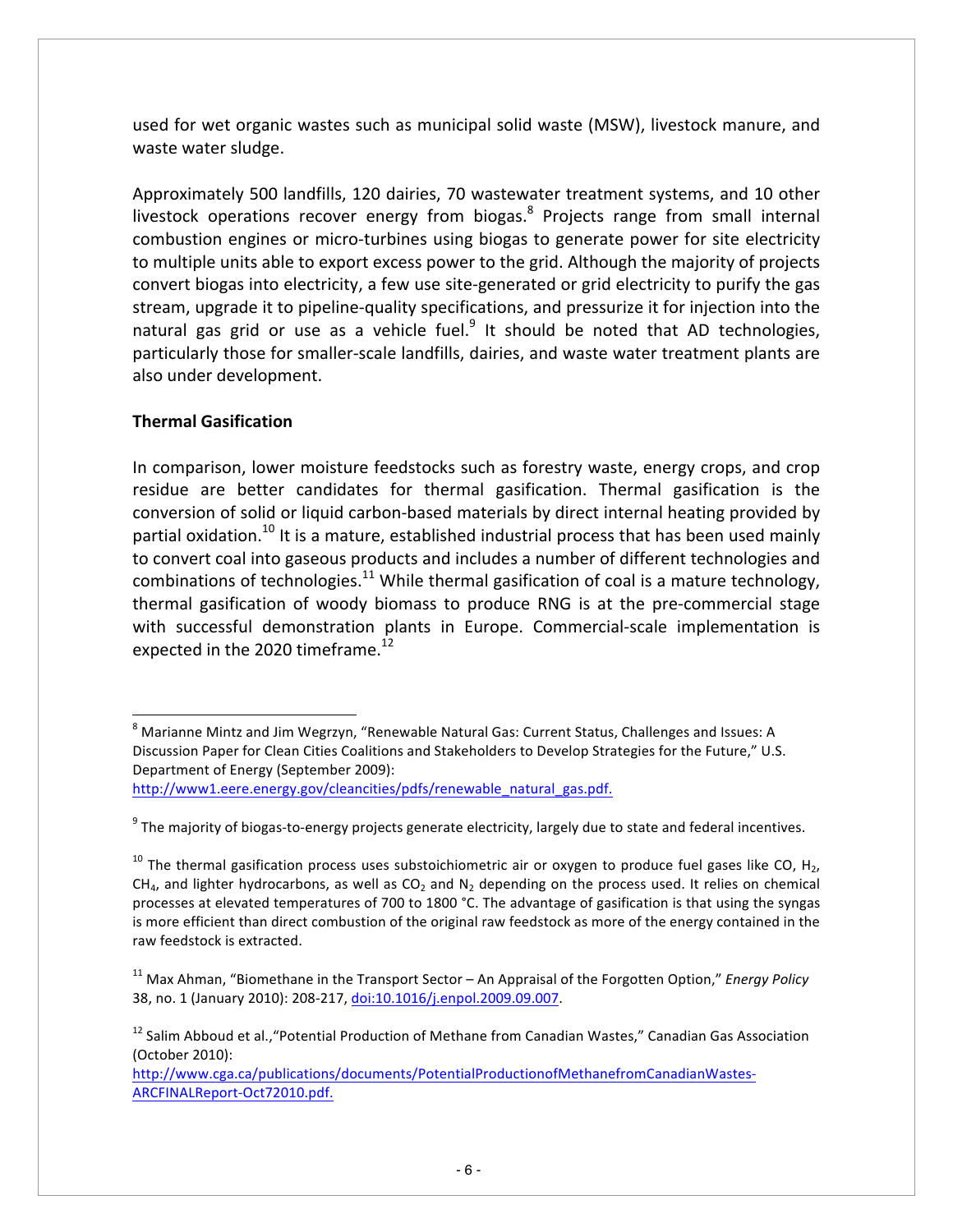used for wet organic wastes such as municipal solid waste (MSW), livestock manure, and waste water sludge.

Approximately 500 landfills, 120 dairies, 70 wastewater treatment systems, and 10 other livestock operations recover energy from biogas.[8] Projects range from small internal combustion engines or micro-turbines using biogas to generate power for site electricity to multiple units able to export excess power to the grid. Although the majority of projects convert biogas into electricity, a few use site-generated or grid electricity to purify the gas stream, upgrade it to pipeline-quality specifications, and pressurize it for injection into the natural gas grid or use as a vehicle fuel.[9] It should be noted that AD technologies, particularly those for smaller-scale landfills, dairies, and waste water treatment plants are also under development.

**Thermal Gasification**

In comparison, lower moisture feedstocks such as forestry waste, energy crops, and crop residue are better candidates for thermal gasification. Thermal gasification is the conversion of solid or liquid carbon-based materials by direct internal heating provided by partial oxidation.[10] It is a mature, established industrial process that has been used mainly to convert coal into gaseous products and includes a number of different technologies and combinations of technologies.[11] While thermal gasification of coal is a mature technology, thermal gasification of woody biomass to produce RNG is at the pre-commercial stage with successful demonstration plants in Europe. Commercial-scale implementation is expected in the 2020 timeframe.[12]

---

[8] Marianne Mintz and Jim Wegrzyn, "Renewable Natural Gas: Current Status, Challenges and Issues: A Discussion Paper for Clean Cities Coalitions and Stakeholders to Develop Strategies for the Future," U.S. Department of Energy (September 2009): http://www1.eere.energy.gov/cleancities/pdfs/renewable_natural_gas.pdf.

[9] The majority of biogas-to-energy projects generate electricity, largely due to state and federal incentives.

[10] The thermal gasification process uses substoichiometric air or oxygen to produce fuel gases like CO, $H_2$, $CH_4$, and lighter hydrocarbons, as well as $CO_2$ and $N_2$ depending on the process used. It relies on chemical processes at elevated temperatures of 700 to 1800 °C. The advantage of gasification is that using the syngas is more efficient than direct combustion of the original raw feedstock as more of the energy contained in the raw feedstock is extracted.

[11] Max Ahman, "Biomethane in the Transport Sector – An Appraisal of the Forgotten Option," *Energy Policy* 38, no. 1 (January 2010): 208-217, doi:10.1016/j.enpol.2009.09.007.

[12] Salim Abboud et al.,"Potential Production of Methane from Canadian Wastes," Canadian Gas Association (October 2010): http://www.cga.ca/publications/documents/PotentialProductionofMethanefromCanadianWastes-ARCFINALReport-Oct72010.pdf.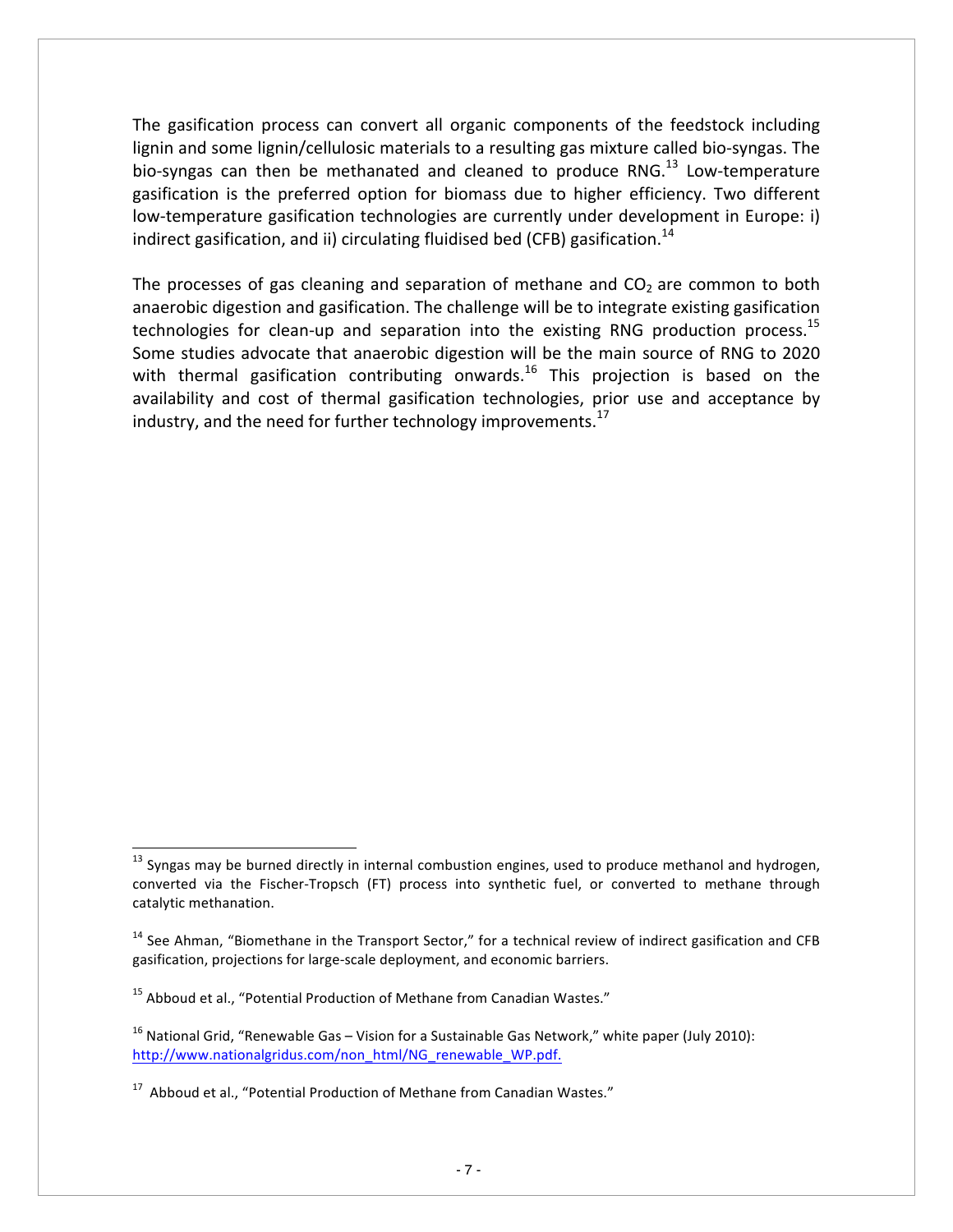The gasification process can convert all organic components of the feedstock including lignin and some lignin/cellulosic materials to a resulting gas mixture called bio-syngas. The bio-syngas can then be methanated and cleaned to produce RNG.[13] Low-temperature gasification is the preferred option for biomass due to higher efficiency. Two different low-temperature gasification technologies are currently under development in Europe: i) indirect gasification, and ii) circulating fluidised bed (CFB) gasification.[14]

The processes of gas cleaning and separation of methane and $CO_2$ are common to both anaerobic digestion and gasification. The challenge will be to integrate existing gasification technologies for clean-up and separation into the existing RNG production process.[15] Some studies advocate that anaerobic digestion will be the main source of RNG to 2020 with thermal gasification contributing onwards.[16] This projection is based on the availability and cost of thermal gasification technologies, prior use and acceptance by industry, and the need for further technology improvements.[17]

---

[13] Syngas may be burned directly in internal combustion engines, used to produce methanol and hydrogen, converted via the Fischer-Tropsch (FT) process into synthetic fuel, or converted to methane through catalytic methanation.

[14] See Ahman, "Biomethane in the Transport Sector," for a technical review of indirect gasification and CFB gasification, projections for large-scale deployment, and economic barriers.

[15] Abboud et al., "Potential Production of Methane from Canadian Wastes."

[16] National Grid, "Renewable Gas – Vision for a Sustainable Gas Network," white paper (July 2010): http://www.nationalgridus.com/non_html/NG_renewable_WP.pdf.

[17] Abboud et al., "Potential Production of Methane from Canadian Wastes."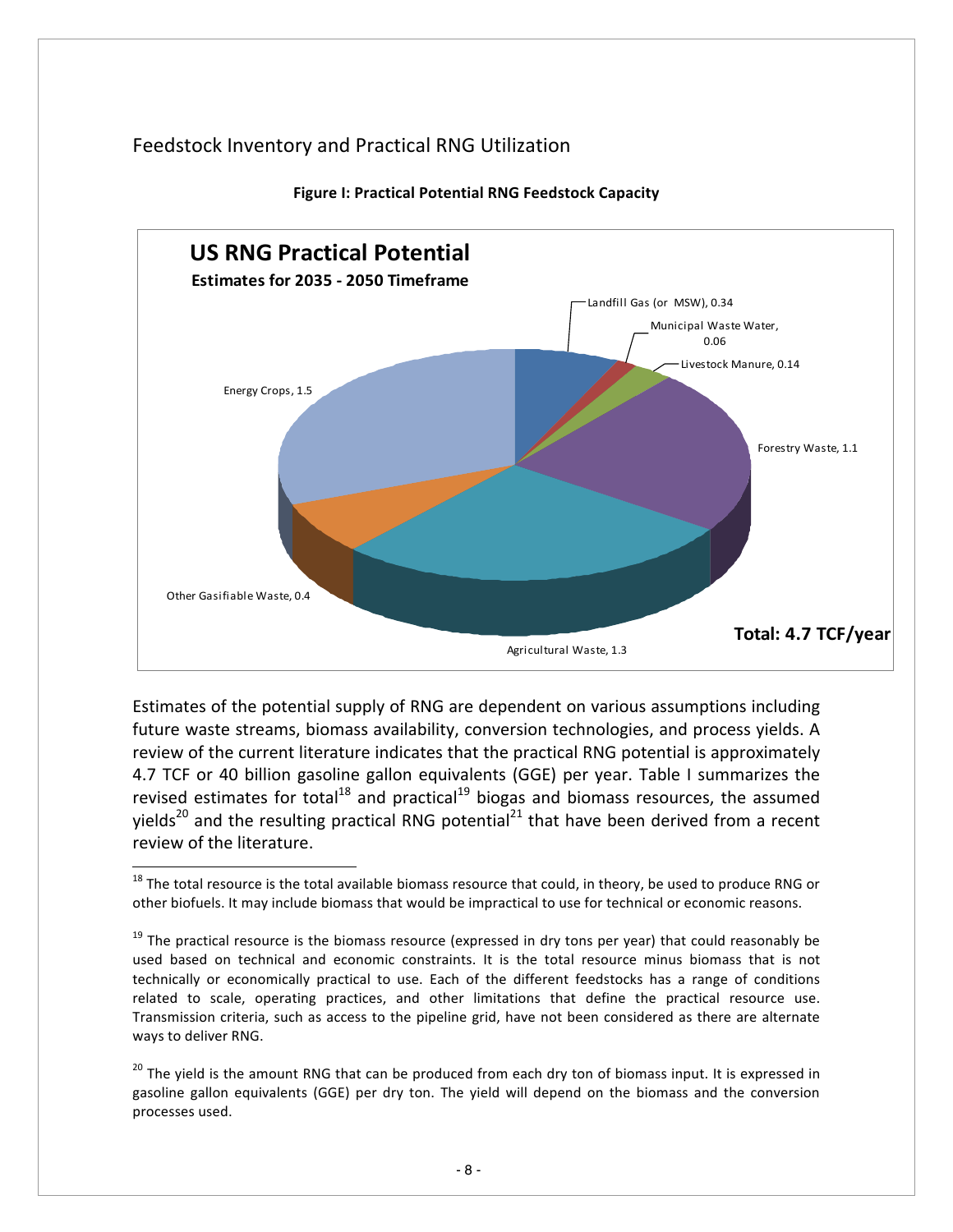## Feedstock Inventory and Practical RNG Utilization

**Figure I: Practical Potential RNG Feedstock Capacity**

US RNG Practical Potential

Estimates for 2035 - 2050 Timeframe

Landfill Gas (or MSW), 0.34

Municipal Waste Water, 0.06

Livestock Manure, 0.14

Forestry Waste, 1.1

Agricultural Waste, 1.3

Other Gasifiable Waste, 0.4

Energy Crops, 1.5

Total: 4.7 TCF/year

Estimates of the potential supply of RNG are dependent on various assumptions including future waste streams, biomass availability, conversion technologies, and process yields. A review of the current literature indicates that the practical RNG potential is approximately 4.7 TCF or 40 billion gasoline gallon equivalents (GGE) per year. Table I summarizes the revised estimates for total[18] and practical[19] biogas and biomass resources, the assumed yields[20] and the resulting practical RNG potential[21] that have been derived from a recent review of the literature.

---

[18] The total resource is the total available biomass resource that could, in theory, be used to produce RNG or other biofuels. It may include biomass that would be impractical to use for technical or economic reasons.

[19] The practical resource is the biomass resource (expressed in dry tons per year) that could reasonably be used based on technical and economic constraints. It is the total resource minus biomass that is not technically or economically practical to use. Each of the different feedstocks has a range of conditions related to scale, operating practices, and other limitations that define the practical resource use. Transmission criteria, such as access to the pipeline grid, have not been considered as there are alternate ways to deliver RNG.

[20] The yield is the amount RNG that can be produced from each dry ton of biomass input. It is expressed in gasoline gallon equivalents (GGE) per dry ton. The yield will depend on the biomass and the conversion processes used.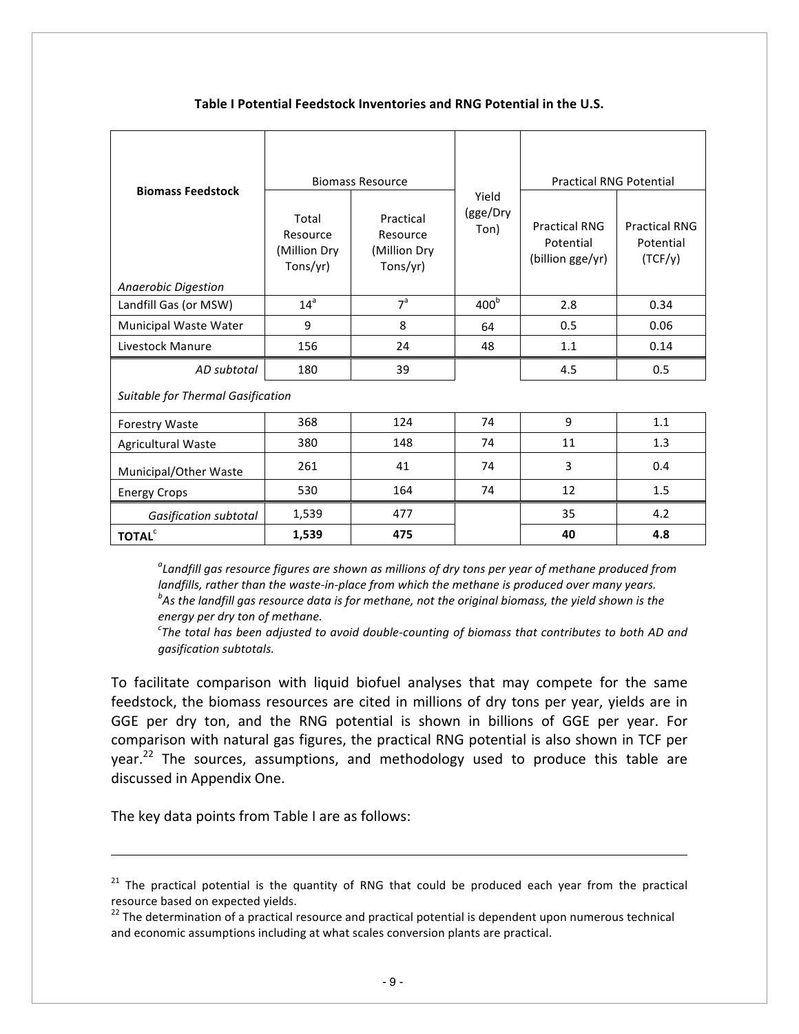**Table I Potential Feedstock Inventories and RNG Potential in the U.S.**

| Biomass Feedstock | Biomass Resource | | Yield (gge/Dry Ton) | Practical RNG Potential | |
|---|---|---|---|---|---|
| | Total Resource (Million Dry Tons/yr) | Practical Resource (Million Dry Tons/yr) | | Practical RNG Potential (billion gge/yr) | Practical RNG Potential (TCF/y) |
| *Anaerobic Digestion* | | | | | |
| Landfill Gas (or MSW) | 14[a] | 7[a] | 400[b] | 2.8 | 0.34 |
| Municipal Waste Water | 9 | 8 | 64 | 0.5 | 0.06 |
| Livestock Manure | 156 | 24 | 48 | 1.1 | 0.14 |
| *AD subtotal* | 180 | 39 | | 4.5 | 0.5 |
| *Suitable for Thermal Gasification* | | | | | |
| Forestry Waste | 368 | 124 | 74 | 9 | 1.1 |
| Agricultural Waste | 380 | 148 | 74 | 11 | 1.3 |
| Municipal/Other Waste | 261 | 41 | 74 | 3 | 0.4 |
| Energy Crops | 530 | 164 | 74 | 12 | 1.5 |
| *Gasification subtotal* | 1,539 | 477 | | 35 | 4.2 |
| **TOTAL**[c] | **1,539** | **475** | | **40** | **4.8** |

*[a]Landfill gas resource figures are shown as millions of dry tons per year of methane produced from landfills, rather than the waste-in-place from which the methane is produced over many years.*
*[b]As the landfill gas resource data is for methane, not the original biomass, the yield shown is the energy per dry ton of methane.*
*[c]The total has been adjusted to avoid double-counting of biomass that contributes to both AD and gasification subtotals.*

To facilitate comparison with liquid biofuel analyses that may compete for the same feedstock, the biomass resources are cited in millions of dry tons per year, yields are in GGE per dry ton, and the RNG potential is shown in billions of GGE per year. For comparison with natural gas figures, the practical RNG potential is also shown in TCF per year.[22] The sources, assumptions, and methodology used to produce this table are discussed in Appendix One.

The key data points from Table I are as follows:

---

[21] The practical potential is the quantity of RNG that could be produced each year from the practical resource based on expected yields.

[22] The determination of a practical resource and practical potential is dependent upon numerous technical and economic assumptions including at what scales conversion plants are practical.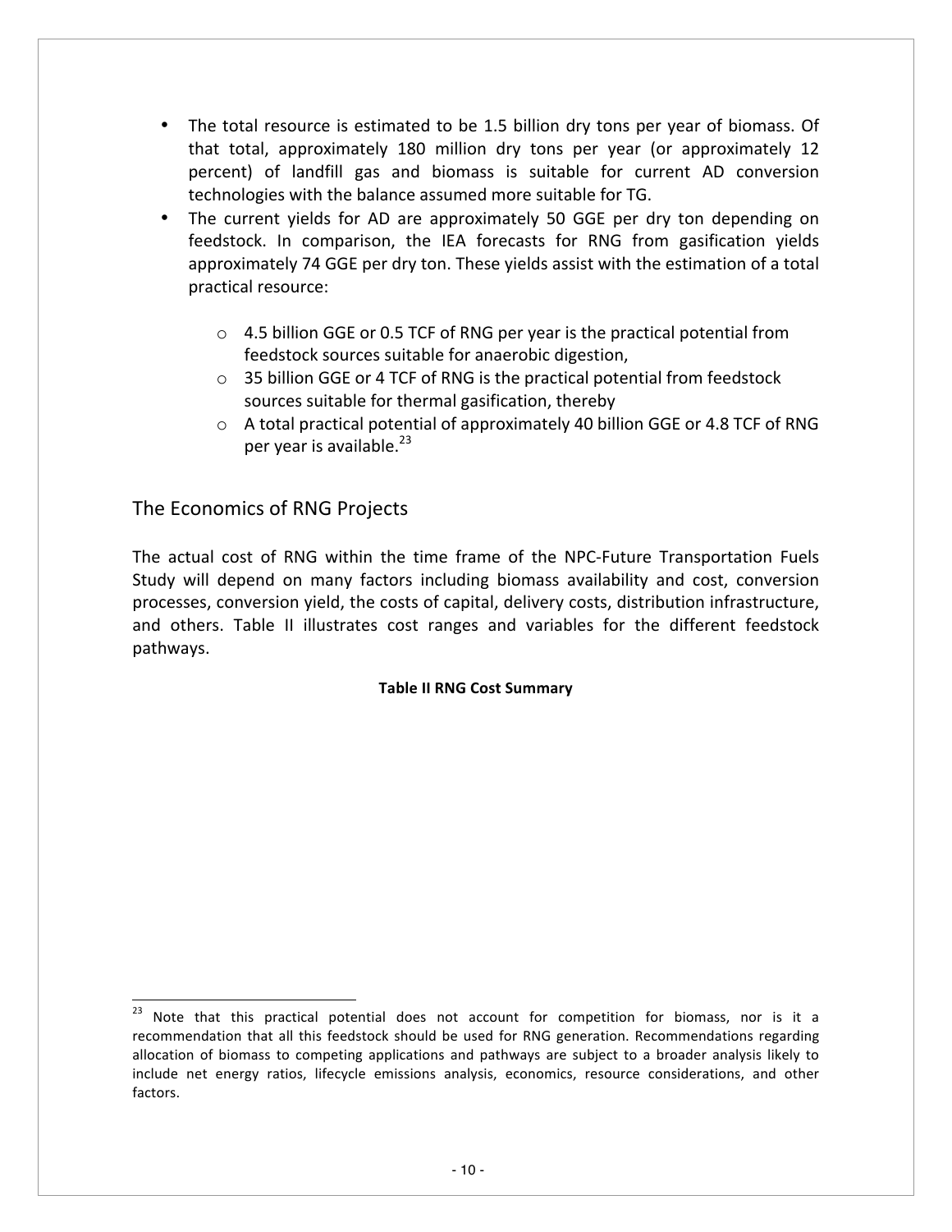- The total resource is estimated to be 1.5 billion dry tons per year of biomass. Of that total, approximately 180 million dry tons per year (or approximately 12 percent) of landfill gas and biomass is suitable for current AD conversion technologies with the balance assumed more suitable for TG.
- The current yields for AD are approximately 50 GGE per dry ton depending on feedstock. In comparison, the IEA forecasts for RNG from gasification yields approximately 74 GGE per dry ton. These yields assist with the estimation of a total practical resource:
  - 4.5 billion GGE or 0.5 TCF of RNG per year is the practical potential from feedstock sources suitable for anaerobic digestion,
  - 35 billion GGE or 4 TCF of RNG is the practical potential from feedstock sources suitable for thermal gasification, thereby
  - A total practical potential of approximately 40 billion GGE or 4.8 TCF of RNG per year is available.[23]

## The Economics of RNG Projects

The actual cost of RNG within the time frame of the NPC-Future Transportation Fuels Study will depend on many factors including biomass availability and cost, conversion processes, conversion yield, the costs of capital, delivery costs, distribution infrastructure, and others. Table II illustrates cost ranges and variables for the different feedstock pathways.

**Table II RNG Cost Summary**

[23] Note that this practical potential does not account for competition for biomass, nor is it a recommendation that all this feedstock should be used for RNG generation. Recommendations regarding allocation of biomass to competing applications and pathways are subject to a broader analysis likely to include net energy ratios, lifecycle emissions analysis, economics, resource considerations, and other factors.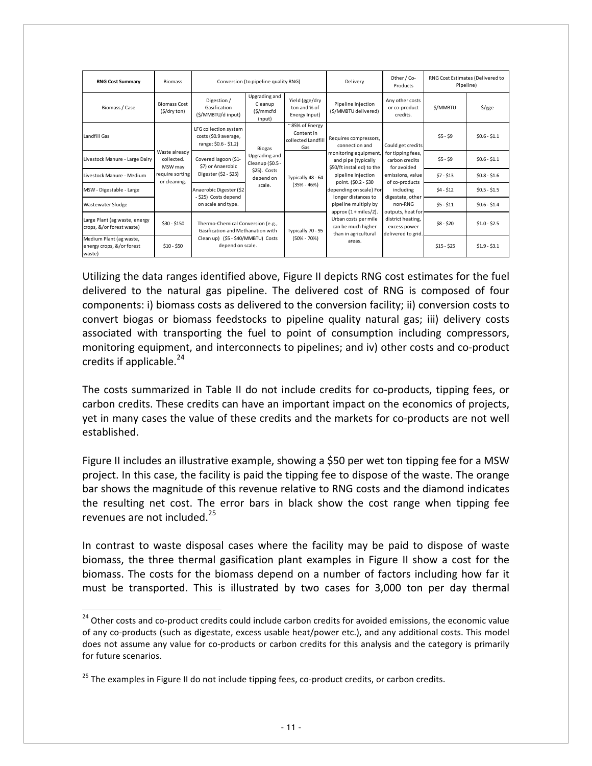| RNG Cost Summary | Biomass | Conversion (to pipeline quality RNG) | | | Delivery | Other / Co-Products | RNG Cost Estimates (Delivered to Pipeline) | |
|---|---|---|---|---|---|---|---|---|
| Biomass / Case | Biomass Cost ($/dry ton) | Digestion / Gasification ($/MMBTU/d input) | Upgrading and Cleanup ($/mmcfd input) | Yield (gge/dry ton and % of Energy Input) | Pipeline Injection ($/MMBTU delivered) | Any other costs or co-product credits. | $/MMBTU | $/gge |
| Landfill Gas | Waste already collected. MSW may require sorting or cleaning. | LFG collection system costs ($0.9 average, range: $0.6 - $1.2) | Biogas Upgrading and Cleanup ($0.5 - $25). Costs depend on scale. | ~85% of Energy Content in collected Landfill Gas | Requires compressors, connection and monitoring equipment, and pipe (typically $50/ft installed) to the pipeline injection point. ($0.2 - $30 depending on scale) For longer distances to pipeline multiply by approx (1+miles/2). Urban costs per mile can be much higher than in agricultural areas. | Could get credits for tipping fees, carbon credits for avoided emissions, value of co-products including digestate, other non-RNG outputs, heat for district heating, excess power delivered to grid. | $5 - $9 | $0.6 - $1.1 |
| Livestock Manure - Large Dairy | | Covered lagoon ($1-$7) or Anaerobic Digester ($2 - $25) | | Typically 48 - 64 (35% - 46%) | | | $5 - $9 | $0.6 - $1.1 |
| Livestock Manure - Medium | | | | | | | $7 - $13 | $0.8 - $1.6 |
| MSW - Digestable - Large | | Anaerobic Digester ($2 - $25) Costs depend on scale and type. | | | | | $4 - $12 | $0.5 - $1.5 |
| Wastewater Sludge | | | | | | | $5 - $11 | $0.6 - $1.4 |
| Large Plant (ag waste, energy crops, &/or forest waste) | $30 - $150 | Thermo-Chemical Conversion (e.g., Gasification and Methanation with Clean up) ($5 - $40/MMBTU) Costs depend on scale. | | Typically 70 - 95 (50% - 70%) | | | $8 - $20 | $1.0 - $2.5 |
| Medium Plant (ag waste, energy crops, &/or forest waste) | $10 - $50 | | | | | | $15 - $25 | $1.9 - $3.1 |

Utilizing the data ranges identified above, Figure II depicts RNG cost estimates for the fuel delivered to the natural gas pipeline. The delivered cost of RNG is composed of four components: i) biomass costs as delivered to the conversion facility; ii) conversion costs to convert biogas or biomass feedstocks to pipeline quality natural gas; iii) delivery costs associated with transporting the fuel to point of consumption including compressors, monitoring equipment, and interconnects to pipelines; and iv) other costs and co-product credits if applicable.[24]

The costs summarized in Table II do not include credits for co-products, tipping fees, or carbon credits. These credits can have an important impact on the economics of projects, yet in many cases the value of these credits and the markets for co-products are not well established.

Figure II includes an illustrative example, showing a $50 per wet ton tipping fee for a MSW project. In this case, the facility is paid the tipping fee to dispose of the waste. The orange bar shows the magnitude of this revenue relative to RNG costs and the diamond indicates the resulting net cost. The error bars in black show the cost range when tipping fee revenues are not included.[25]

In contrast to waste disposal cases where the facility may be paid to dispose of waste biomass, the three thermal gasification plant examples in Figure II show a cost for the biomass. The costs for the biomass depend on a number of factors including how far it must be transported. This is illustrated by two cases for 3,000 ton per day thermal

[24] Other costs and co-product credits could include carbon credits for avoided emissions, the economic value of any co-products (such as digestate, excess usable heat/power etc.), and any additional costs. This model does not assume any value for co-products or carbon credits for this analysis and the category is primarily for future scenarios.

[25] The examples in Figure II do not include tipping fees, co-product credits, or carbon credits.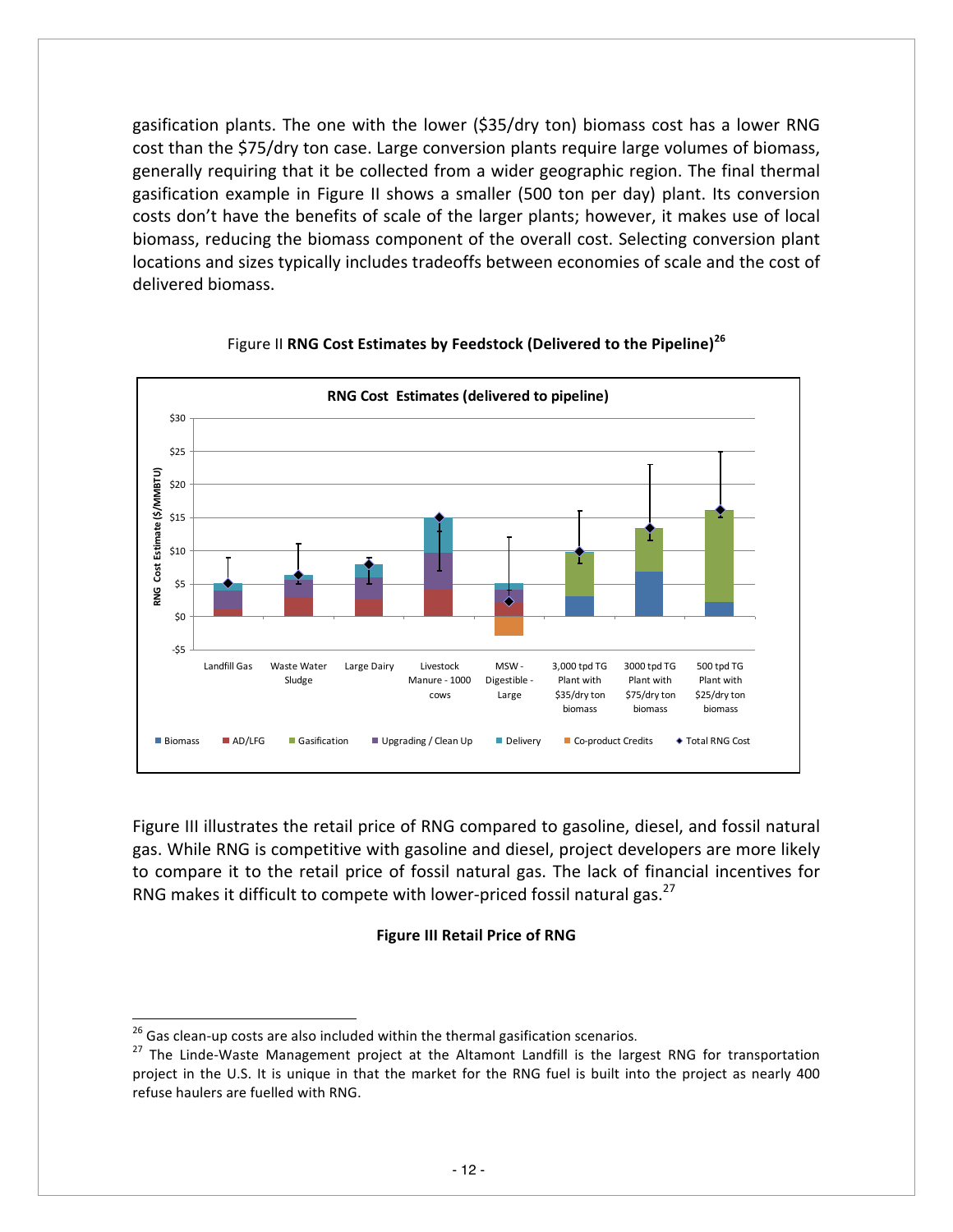gasification plants. The one with the lower ($35/dry ton) biomass cost has a lower RNG cost than the $75/dry ton case. Large conversion plants require large volumes of biomass, generally requiring that it be collected from a wider geographic region. The final thermal gasification example in Figure II shows a smaller (500 ton per day) plant. Its conversion costs don't have the benefits of scale of the larger plants; however, it makes use of local biomass, reducing the biomass component of the overall cost. Selecting conversion plant locations and sizes typically includes tradeoffs between economies of scale and the cost of delivered biomass.

Figure II **RNG Cost Estimates by Feedstock (Delivered to the Pipeline)**[26]

RNG Cost Estimates (delivered to pipeline)

RNG Cost Estimate ($/MMBTU)

$30
$25
$20
$15
$10
$5
$0
-$5

Landfill Gas
Waste Water Sludge
Large Dairy
Livestock Manure - 1000 cows
MSW - Digestible - Large
3,000 tpd TG Plant with $35/dry ton biomass
3000 tpd TG Plant with $75/dry ton biomass
500 tpd TG Plant with $25/dry ton biomass

Biomass
AD/LFG
Gasification
Upgrading / Clean Up
Delivery
Co-product Credits
Total RNG Cost

Figure III illustrates the retail price of RNG compared to gasoline, diesel, and fossil natural gas. While RNG is competitive with gasoline and diesel, project developers are more likely to compare it to the retail price of fossil natural gas. The lack of financial incentives for RNG makes it difficult to compete with lower-priced fossil natural gas.[27]

**Figure III Retail Price of RNG**

---

[26] Gas clean-up costs are also included within the thermal gasification scenarios.

[27] The Linde-Waste Management project at the Altamont Landfill is the largest RNG for transportation project in the U.S. It is unique in that the market for the RNG fuel is built into the project as nearly 400 refuse haulers are fuelled with RNG.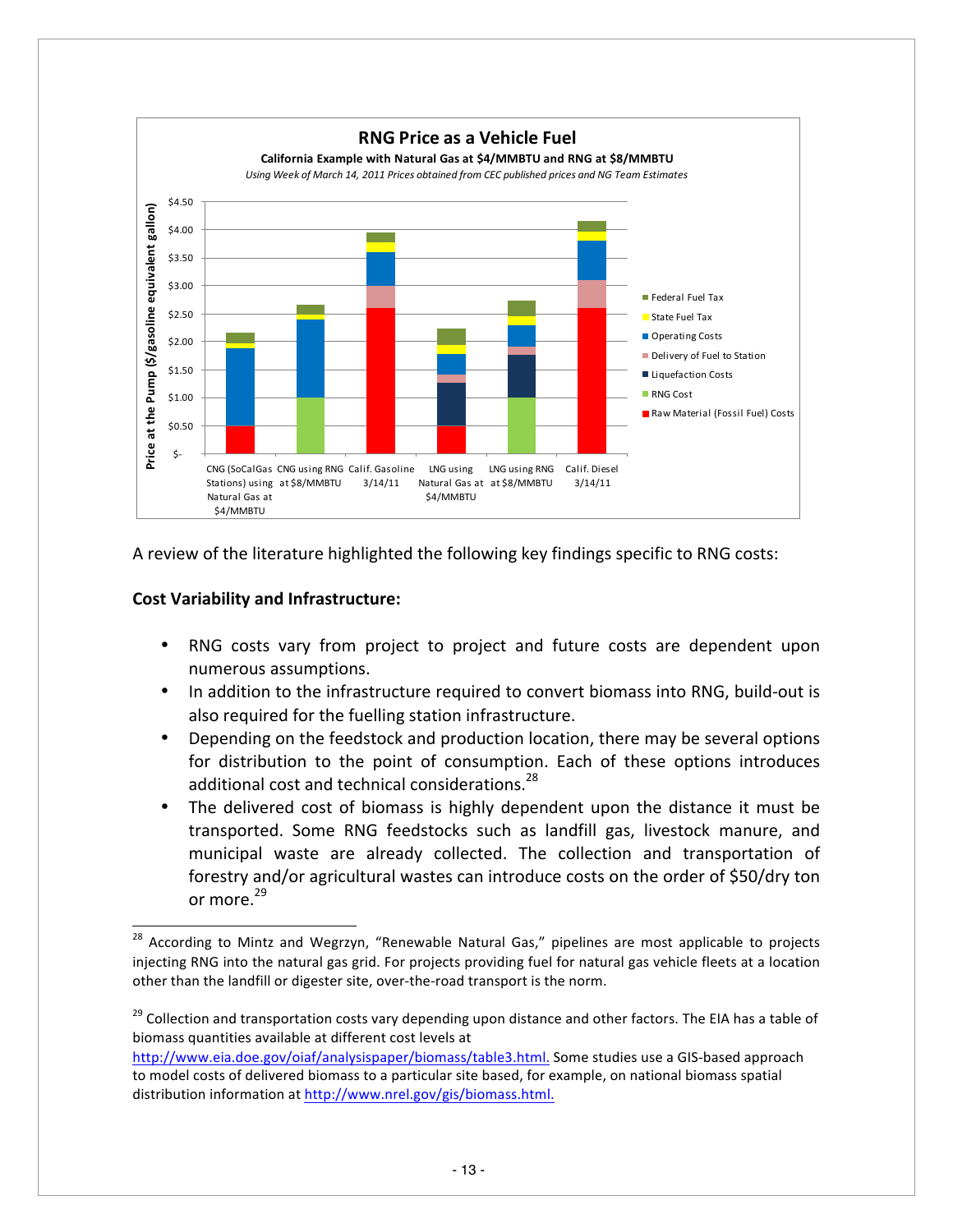RNG Price as a Vehicle Fuel

California Example with Natural Gas at $4/MMBTU and RNG at $8/MMBTU

*Using Week of March 14, 2011 Prices obtained from CEC published prices and NG Team Estimates*

Price at the Pump ($/gasoline equivalent gallon)

$4.50
$4.00
$3.50
$3.00
$2.50
$2.00
$1.50
$1.00
$0.50
$-

CNG (SoCalGas Stations) using Natural Gas at $4/MMBTU
CNG using RNG at $8/MMBTU
Calif. Gasoline 3/14/11
LNG using Natural Gas at $4/MMBTU
LNG using RNG at $8/MMBTU
Calif. Diesel 3/14/11

Federal Fuel Tax
State Fuel Tax
Operating Costs
Delivery of Fuel to Station
Liquefaction Costs
RNG Cost
Raw Material (Fossil Fuel) Costs

A review of the literature highlighted the following key findings specific to RNG costs:

**Cost Variability and Infrastructure:**

- RNG costs vary from project to project and future costs are dependent upon numerous assumptions.
- In addition to the infrastructure required to convert biomass into RNG, build-out is also required for the fuelling station infrastructure.
- Depending on the feedstock and production location, there may be several options for distribution to the point of consumption. Each of these options introduces additional cost and technical considerations.[28]
- The delivered cost of biomass is highly dependent upon the distance it must be transported. Some RNG feedstocks such as landfill gas, livestock manure, and municipal waste are already collected. The collection and transportation of forestry and/or agricultural wastes can introduce costs on the order of $50/dry ton or more.[29]

---

[28] According to Mintz and Wegrzyn, "Renewable Natural Gas," pipelines are most applicable to projects injecting RNG into the natural gas grid. For projects providing fuel for natural gas vehicle fleets at a location other than the landfill or digester site, over-the-road transport is the norm.

[29] Collection and transportation costs vary depending upon distance and other factors. The EIA has a table of biomass quantities available at different cost levels at http://www.eia.doe.gov/oiaf/analysispaper/biomass/table3.html. Some studies use a GIS-based approach to model costs of delivered biomass to a particular site based, for example, on national biomass spatial distribution information at http://www.nrel.gov/gis/biomass.html.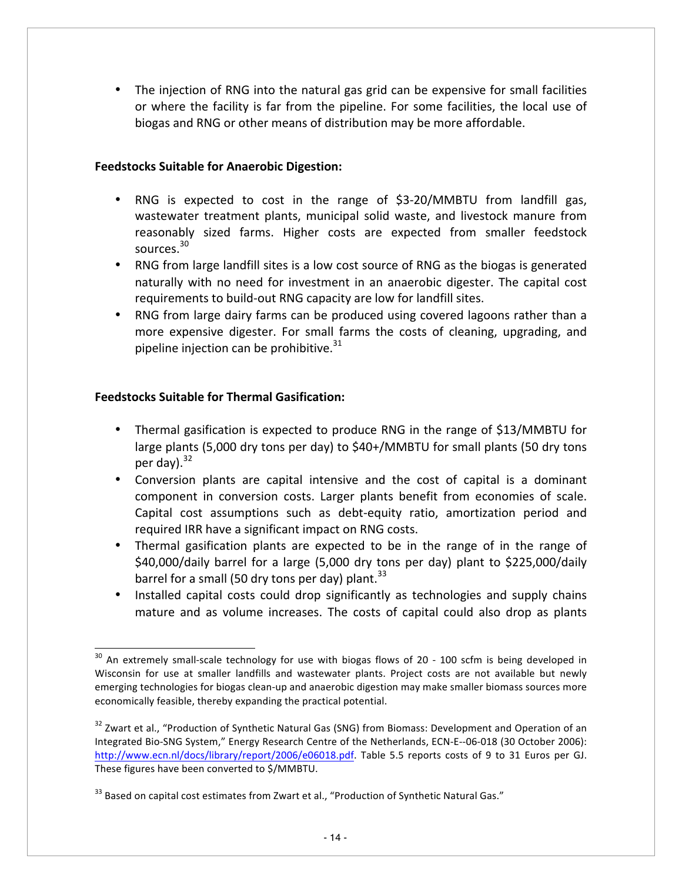- The injection of RNG into the natural gas grid can be expensive for small facilities or where the facility is far from the pipeline. For some facilities, the local use of biogas and RNG or other means of distribution may be more affordable.

**Feedstocks Suitable for Anaerobic Digestion:**

- RNG is expected to cost in the range of $3-20/MMBTU from landfill gas, wastewater treatment plants, municipal solid waste, and livestock manure from reasonably sized farms. Higher costs are expected from smaller feedstock sources.[30]
- RNG from large landfill sites is a low cost source of RNG as the biogas is generated naturally with no need for investment in an anaerobic digester. The capital cost requirements to build-out RNG capacity are low for landfill sites.
- RNG from large dairy farms can be produced using covered lagoons rather than a more expensive digester. For small farms the costs of cleaning, upgrading, and pipeline injection can be prohibitive.[31]

**Feedstocks Suitable for Thermal Gasification:**

- Thermal gasification is expected to produce RNG in the range of $13/MMBTU for large plants (5,000 dry tons per day) to $40+/MMBTU for small plants (50 dry tons per day).[32]
- Conversion plants are capital intensive and the cost of capital is a dominant component in conversion costs. Larger plants benefit from economies of scale. Capital cost assumptions such as debt-equity ratio, amortization period and required IRR have a significant impact on RNG costs.
- Thermal gasification plants are expected to be in the range of in the range of $40,000/daily barrel for a large (5,000 dry tons per day) plant to $225,000/daily barrel for a small (50 dry tons per day) plant.[33]
- Installed capital costs could drop significantly as technologies and supply chains mature and as volume increases. The costs of capital could also drop as plants

---

[30] An extremely small-scale technology for use with biogas flows of 20 - 100 scfm is being developed in Wisconsin for use at smaller landfills and wastewater plants. Project costs are not available but newly emerging technologies for biogas clean-up and anaerobic digestion may make smaller biomass sources more economically feasible, thereby expanding the practical potential.

[32] Zwart et al., "Production of Synthetic Natural Gas (SNG) from Biomass: Development and Operation of an Integrated Bio-SNG System," Energy Research Centre of the Netherlands, ECN-E--06-018 (30 October 2006): http://www.ecn.nl/docs/library/report/2006/e06018.pdf. Table 5.5 reports costs of 9 to 31 Euros per GJ. These figures have been converted to $/MMBTU.

[33] Based on capital cost estimates from Zwart et al., "Production of Synthetic Natural Gas."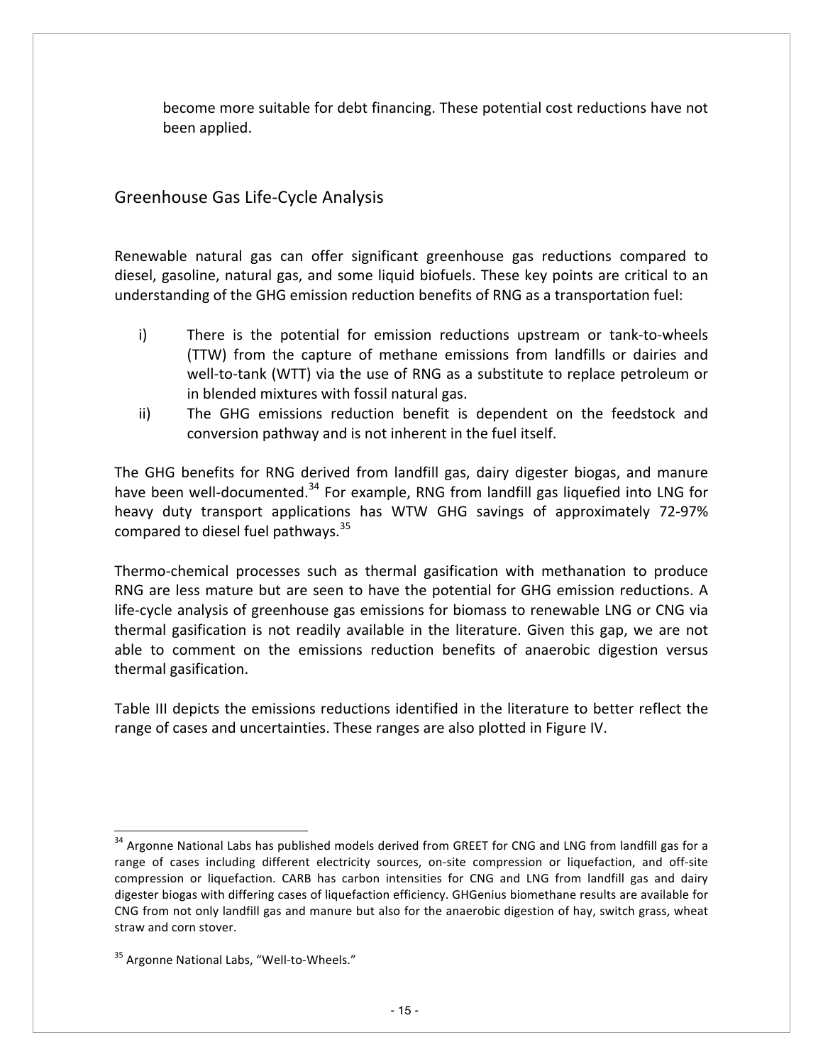become more suitable for debt financing. These potential cost reductions have not been applied.

## Greenhouse Gas Life-Cycle Analysis

Renewable natural gas can offer significant greenhouse gas reductions compared to diesel, gasoline, natural gas, and some liquid biofuels. These key points are critical to an understanding of the GHG emission reduction benefits of RNG as a transportation fuel:

i) There is the potential for emission reductions upstream or tank-to-wheels (TTW) from the capture of methane emissions from landfills or dairies and well-to-tank (WTT) via the use of RNG as a substitute to replace petroleum or in blended mixtures with fossil natural gas.
ii) The GHG emissions reduction benefit is dependent on the feedstock and conversion pathway and is not inherent in the fuel itself.

The GHG benefits for RNG derived from landfill gas, dairy digester biogas, and manure have been well-documented.[34] For example, RNG from landfill gas liquefied into LNG for heavy duty transport applications has WTW GHG savings of approximately 72-97% compared to diesel fuel pathways.[35]

Thermo-chemical processes such as thermal gasification with methanation to produce RNG are less mature but are seen to have the potential for GHG emission reductions. A life-cycle analysis of greenhouse gas emissions for biomass to renewable LNG or CNG via thermal gasification is not readily available in the literature. Given this gap, we are not able to comment on the emissions reduction benefits of anaerobic digestion versus thermal gasification.

Table III depicts the emissions reductions identified in the literature to better reflect the range of cases and uncertainties. These ranges are also plotted in Figure IV.

---

[34] Argonne National Labs has published models derived from GREET for CNG and LNG from landfill gas for a range of cases including different electricity sources, on-site compression or liquefaction, and off-site compression or liquefaction. CARB has carbon intensities for CNG and LNG from landfill gas and dairy digester biogas with differing cases of liquefaction efficiency. GHGenius biomethane results are available for CNG from not only landfill gas and manure but also for the anaerobic digestion of hay, switch grass, wheat straw and corn stover.

[35] Argonne National Labs, "Well-to-Wheels."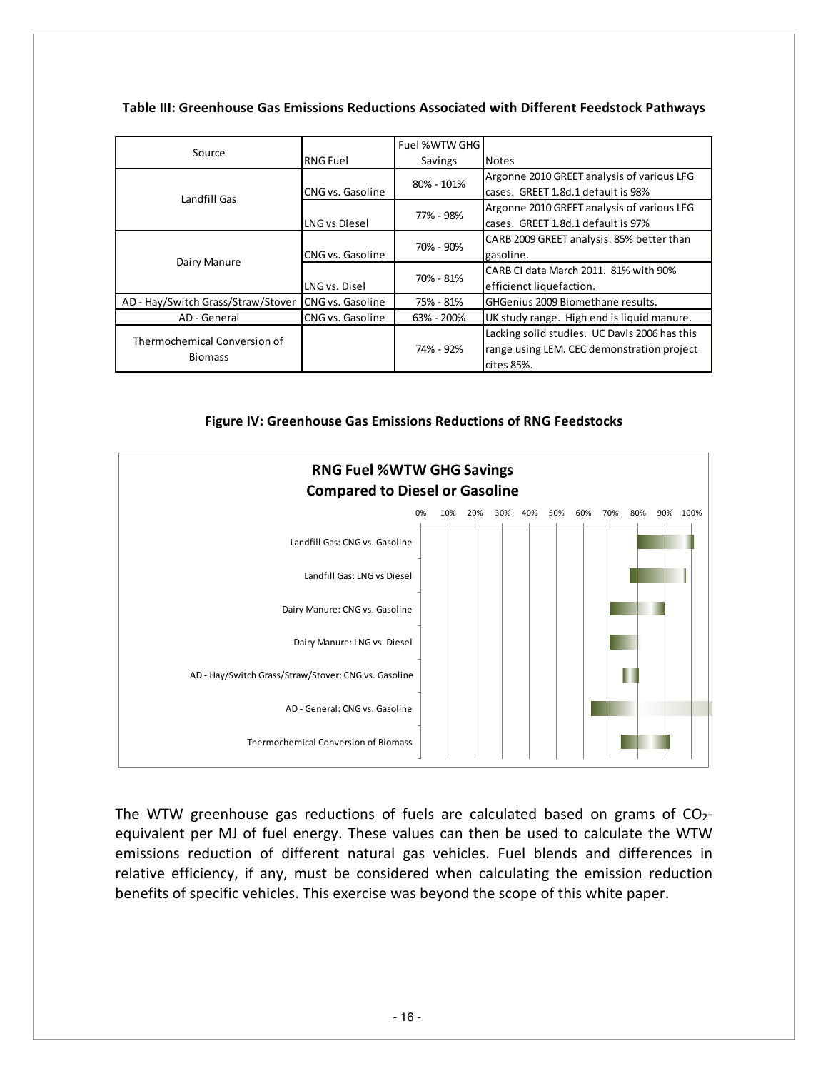**Table III: Greenhouse Gas Emissions Reductions Associated with Different Feedstock Pathways**

| Source | RNG Fuel | Fuel %WTW GHG Savings | Notes |
|---|---|---|---|
| Landfill Gas | CNG vs. Gasoline | 80% - 101% | Argonne 2010 GREET analysis of various LFG cases. GREET 1.8d.1 default is 98% |
| | LNG vs Diesel | 77% - 98% | Argonne 2010 GREET analysis of various LFG cases. GREET 1.8d.1 default is 97% |
| Dairy Manure | CNG vs. Gasoline | 70% - 90% | CARB 2009 GREET analysis: 85% better than gasoline. |
| | LNG vs. Disel | 70% - 81% | CARB CI data March 2011. 81% with 90% efficienct liquefaction. |
| AD - Hay/Switch Grass/Straw/Stover | CNG vs. Gasoline | 75% - 81% | GHGenius 2009 Biomethane results. |
| AD - General | CNG vs. Gasoline | 63% - 200% | UK study range. High end is liquid manure. |
| Thermochemical Conversion of Biomass | | 74% - 92% | Lacking solid studies. UC Davis 2006 has this range using LEM. CEC demonstration project cites 85%. |

**Figure IV: Greenhouse Gas Emissions Reductions of RNG Feedstocks**

RNG Fuel %WTW GHG Savings
Compared to Diesel or Gasoline

0% 10% 20% 30% 40% 50% 60% 70% 80% 90% 100%

Landfill Gas: CNG vs. Gasoline
Landfill Gas: LNG vs Diesel
Dairy Manure: CNG vs. Gasoline
Dairy Manure: LNG vs. Diesel
AD - Hay/Switch Grass/Straw/Stover: CNG vs. Gasoline
AD - General: CNG vs. Gasoline
Thermochemical Conversion of Biomass

The WTW greenhouse gas reductions of fuels are calculated based on grams of $CO_2$-equivalent per MJ of fuel energy. These values can then be used to calculate the WTW emissions reduction of different natural gas vehicles. Fuel blends and differences in relative efficiency, if any, must be considered when calculating the emission reduction benefits of specific vehicles. This exercise was beyond the scope of this white paper.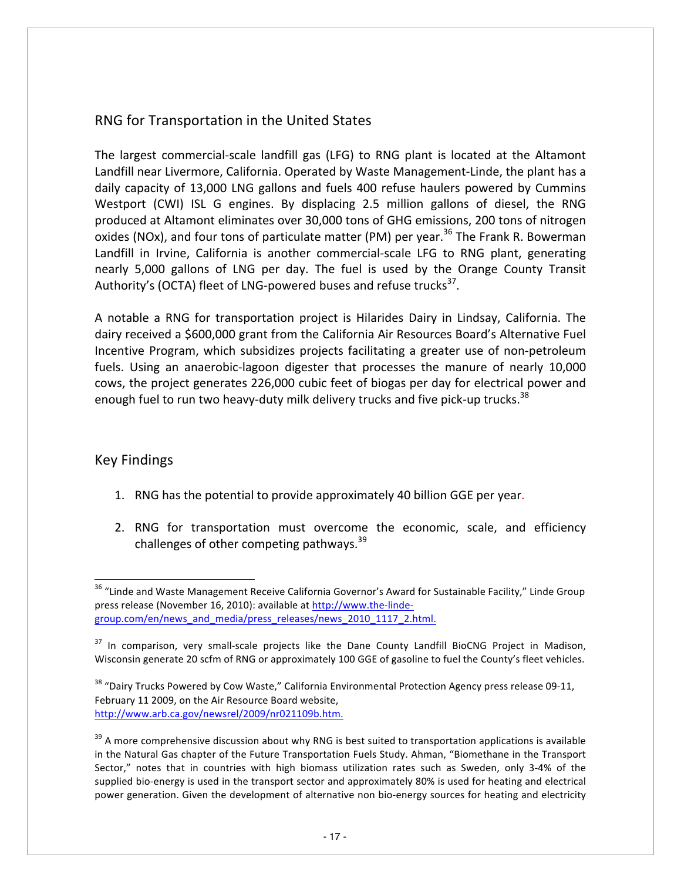## RNG for Transportation in the United States

The largest commercial-scale landfill gas (LFG) to RNG plant is located at the Altamont Landfill near Livermore, California. Operated by Waste Management-Linde, the plant has a daily capacity of 13,000 LNG gallons and fuels 400 refuse haulers powered by Cummins Westport (CWI) ISL G engines. By displacing 2.5 million gallons of diesel, the RNG produced at Altamont eliminates over 30,000 tons of GHG emissions, 200 tons of nitrogen oxides (NOx), and four tons of particulate matter (PM) per year.[36] The Frank R. Bowerman Landfill in Irvine, California is another commercial-scale LFG to RNG plant, generating nearly 5,000 gallons of LNG per day. The fuel is used by the Orange County Transit Authority's (OCTA) fleet of LNG-powered buses and refuse trucks[37].

A notable a RNG for transportation project is Hilarides Dairy in Lindsay, California. The dairy received a $600,000 grant from the California Air Resources Board's Alternative Fuel Incentive Program, which subsidizes projects facilitating a greater use of non-petroleum fuels. Using an anaerobic-lagoon digester that processes the manure of nearly 10,000 cows, the project generates 226,000 cubic feet of biogas per day for electrical power and enough fuel to run two heavy-duty milk delivery trucks and five pick-up trucks.[38]

## Key Findings

1. RNG has the potential to provide approximately 40 billion GGE per year.
2. RNG for transportation must overcome the economic, scale, and efficiency challenges of other competing pathways.[39]

---

[36] "Linde and Waste Management Receive California Governor's Award for Sustainable Facility," Linde Group press release (November 16, 2010): available at http://www.the-linde-group.com/en/news_and_media/press_releases/news_2010_1117_2.html.

[37] In comparison, very small-scale projects like the Dane County Landfill BioCNG Project in Madison, Wisconsin generate 20 scfm of RNG or approximately 100 GGE of gasoline to fuel the County's fleet vehicles.

[38] "Dairy Trucks Powered by Cow Waste," California Environmental Protection Agency press release 09-11, February 11 2009, on the Air Resource Board website, http://www.arb.ca.gov/newsrel/2009/nr021109b.htm.

[39] A more comprehensive discussion about why RNG is best suited to transportation applications is available in the Natural Gas chapter of the Future Transportation Fuels Study. Ahman, "Biomethane in the Transport Sector," notes that in countries with high biomass utilization rates such as Sweden, only 3-4% of the supplied bio-energy is used in the transport sector and approximately 80% is used for heating and electrical power generation. Given the development of alternative non bio-energy sources for heating and electricity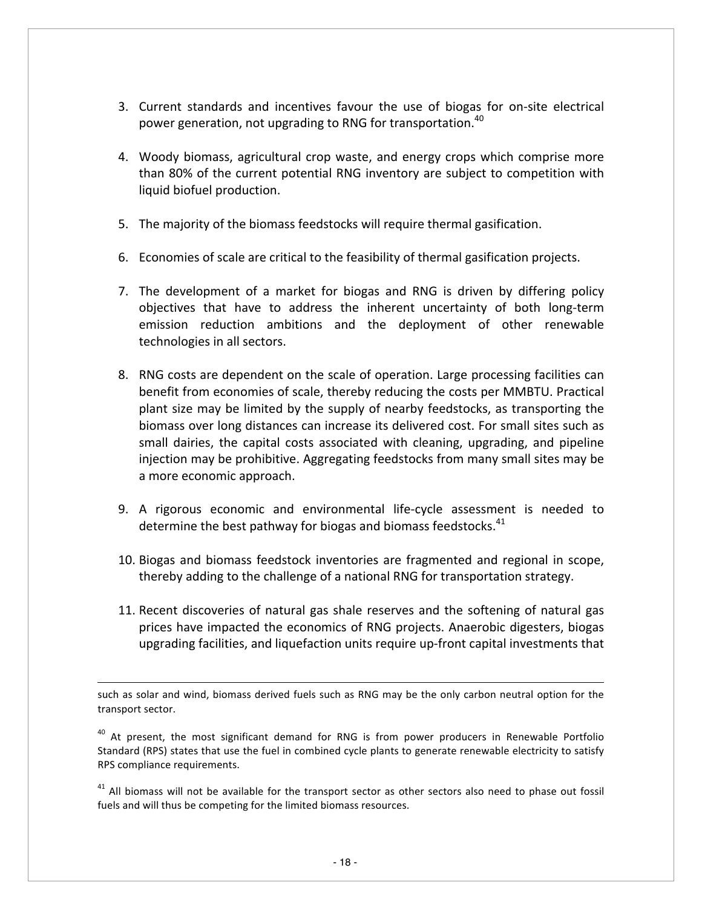3. Current standards and incentives favour the use of biogas for on-site electrical power generation, not upgrading to RNG for transportation.[40]

4. Woody biomass, agricultural crop waste, and energy crops which comprise more than 80% of the current potential RNG inventory are subject to competition with liquid biofuel production.

5. The majority of the biomass feedstocks will require thermal gasification.

6. Economies of scale are critical to the feasibility of thermal gasification projects.

7. The development of a market for biogas and RNG is driven by differing policy objectives that have to address the inherent uncertainty of both long-term emission reduction ambitions and the deployment of other renewable technologies in all sectors.

8. RNG costs are dependent on the scale of operation. Large processing facilities can benefit from economies of scale, thereby reducing the costs per MMBTU. Practical plant size may be limited by the supply of nearby feedstocks, as transporting the biomass over long distances can increase its delivered cost. For small sites such as small dairies, the capital costs associated with cleaning, upgrading, and pipeline injection may be prohibitive. Aggregating feedstocks from many small sites may be a more economic approach.

9. A rigorous economic and environmental life-cycle assessment is needed to determine the best pathway for biogas and biomass feedstocks.[41]

10. Biogas and biomass feedstock inventories are fragmented and regional in scope, thereby adding to the challenge of a national RNG for transportation strategy.

11. Recent discoveries of natural gas shale reserves and the softening of natural gas prices have impacted the economics of RNG projects. Anaerobic digesters, biogas upgrading facilities, and liquefaction units require up-front capital investments that

---

such as solar and wind, biomass derived fuels such as RNG may be the only carbon neutral option for the transport sector.

[40] At present, the most significant demand for RNG is from power producers in Renewable Portfolio Standard (RPS) states that use the fuel in combined cycle plants to generate renewable electricity to satisfy RPS compliance requirements.

[41] All biomass will not be available for the transport sector as other sectors also need to phase out fossil fuels and will thus be competing for the limited biomass resources.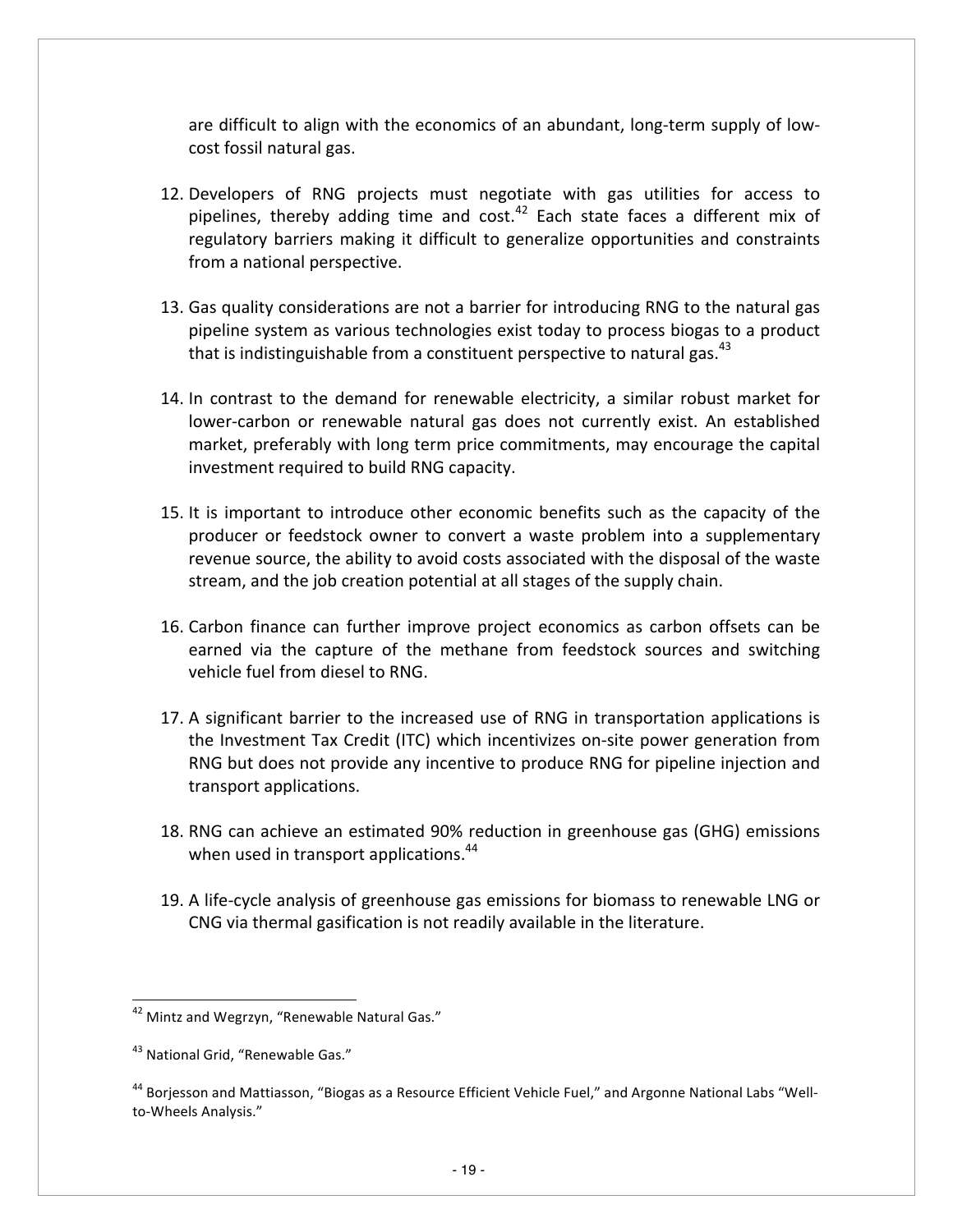are difficult to align with the economics of an abundant, long-term supply of low-cost fossil natural gas.

12. Developers of RNG projects must negotiate with gas utilities for access to pipelines, thereby adding time and cost.[42] Each state faces a different mix of regulatory barriers making it difficult to generalize opportunities and constraints from a national perspective.

13. Gas quality considerations are not a barrier for introducing RNG to the natural gas pipeline system as various technologies exist today to process biogas to a product that is indistinguishable from a constituent perspective to natural gas.[43]

14. In contrast to the demand for renewable electricity, a similar robust market for lower-carbon or renewable natural gas does not currently exist. An established market, preferably with long term price commitments, may encourage the capital investment required to build RNG capacity.

15. It is important to introduce other economic benefits such as the capacity of the producer or feedstock owner to convert a waste problem into a supplementary revenue source, the ability to avoid costs associated with the disposal of the waste stream, and the job creation potential at all stages of the supply chain.

16. Carbon finance can further improve project economics as carbon offsets can be earned via the capture of the methane from feedstock sources and switching vehicle fuel from diesel to RNG.

17. A significant barrier to the increased use of RNG in transportation applications is the Investment Tax Credit (ITC) which incentivizes on-site power generation from RNG but does not provide any incentive to produce RNG for pipeline injection and transport applications.

18. RNG can achieve an estimated 90% reduction in greenhouse gas (GHG) emissions when used in transport applications.[44]

19. A life-cycle analysis of greenhouse gas emissions for biomass to renewable LNG or CNG via thermal gasification is not readily available in the literature.

---

[42] Mintz and Wegrzyn, "Renewable Natural Gas."

[43] National Grid, "Renewable Gas."

[44] Borjesson and Mattiasson, "Biogas as a Resource Efficient Vehicle Fuel," and Argonne National Labs "Well-to-Wheels Analysis."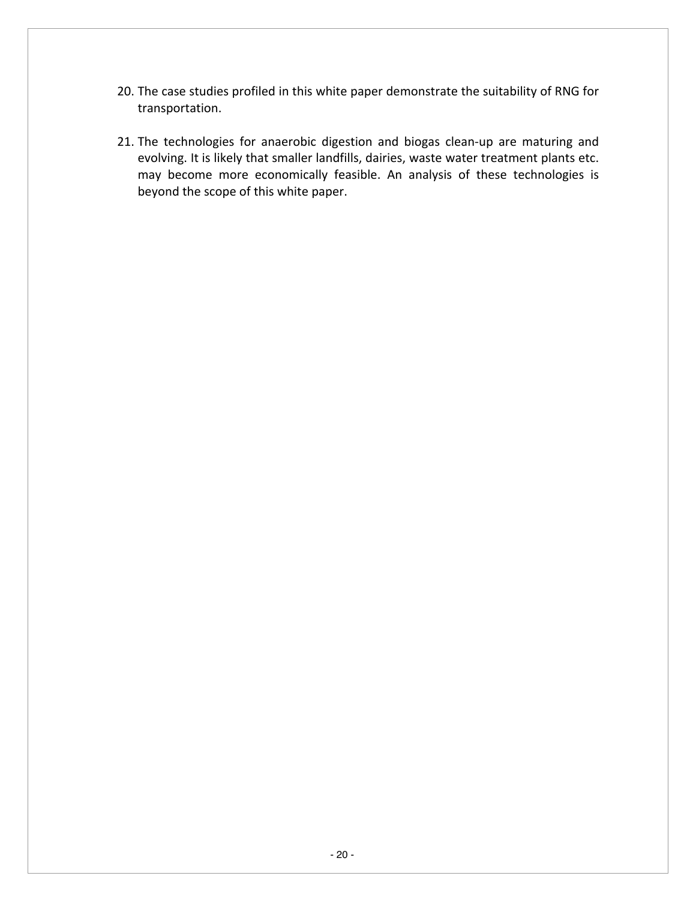20. The case studies profiled in this white paper demonstrate the suitability of RNG for transportation.

21. The technologies for anaerobic digestion and biogas clean-up are maturing and evolving. It is likely that smaller landfills, dairies, waste water treatment plants etc. may become more economically feasible. An analysis of these technologies is beyond the scope of this white paper.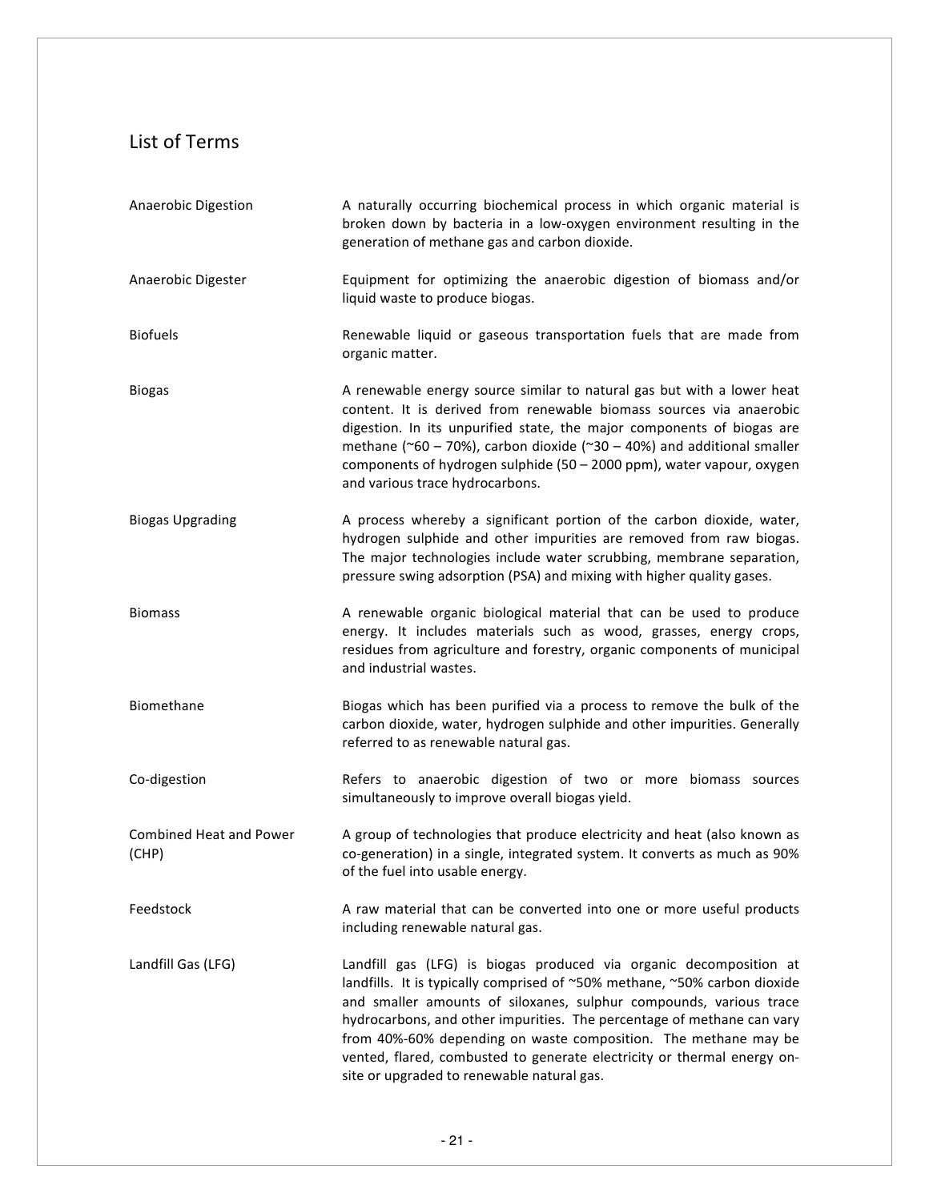## List of Terms

| | |
|---|---|
| Anaerobic Digestion | A naturally occurring biochemical process in which organic material is broken down by bacteria in a low-oxygen environment resulting in the generation of methane gas and carbon dioxide. |
| Anaerobic Digester | Equipment for optimizing the anaerobic digestion of biomass and/or liquid waste to produce biogas. |
| Biofuels | Renewable liquid or gaseous transportation fuels that are made from organic matter. |
| Biogas | A renewable energy source similar to natural gas but with a lower heat content. It is derived from renewable biomass sources via anaerobic digestion. In its unpurified state, the major components of biogas are methane (~60 – 70%), carbon dioxide (~30 – 40%) and additional smaller components of hydrogen sulphide (50 – 2000 ppm), water vapour, oxygen and various trace hydrocarbons. |
| Biogas Upgrading | A process whereby a significant portion of the carbon dioxide, water, hydrogen sulphide and other impurities are removed from raw biogas. The major technologies include water scrubbing, membrane separation, pressure swing adsorption (PSA) and mixing with higher quality gases. |
| Biomass | A renewable organic biological material that can be used to produce energy. It includes materials such as wood, grasses, energy crops, residues from agriculture and forestry, organic components of municipal and industrial wastes. |
| Biomethane | Biogas which has been purified via a process to remove the bulk of the carbon dioxide, water, hydrogen sulphide and other impurities. Generally referred to as renewable natural gas. |
| Co-digestion | Refers to anaerobic digestion of two or more biomass sources simultaneously to improve overall biogas yield. |
| Combined Heat and Power (CHP) | A group of technologies that produce electricity and heat (also known as co-generation) in a single, integrated system. It converts as much as 90% of the fuel into usable energy. |
| Feedstock | A raw material that can be converted into one or more useful products including renewable natural gas. |
| Landfill Gas (LFG) | Landfill gas (LFG) is biogas produced via organic decomposition at landfills. It is typically comprised of ~50% methane, ~50% carbon dioxide and smaller amounts of siloxanes, sulphur compounds, various trace hydrocarbons, and other impurities. The percentage of methane can vary from 40%-60% depending on waste composition. The methane may be vented, flared, combusted to generate electricity or thermal energy on-site or upgraded to renewable natural gas. |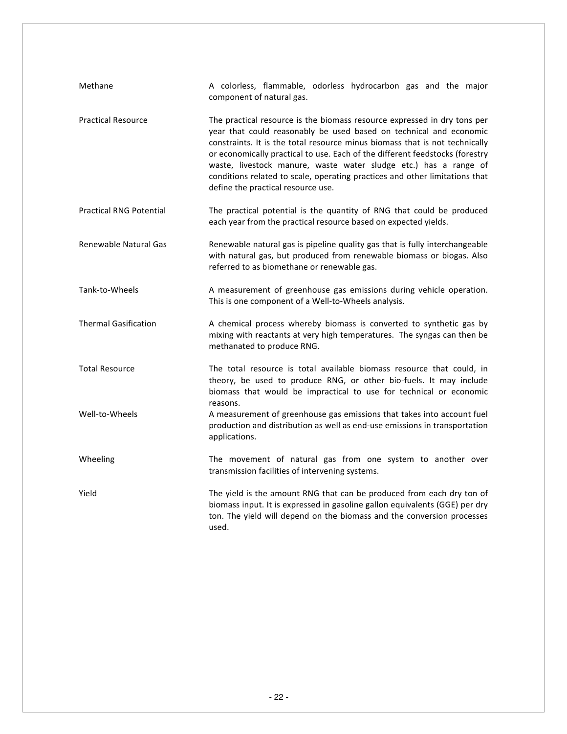| | |
|---|---|
| Methane | A colorless, flammable, odorless hydrocarbon gas and the major component of natural gas. |
| Practical Resource | The practical resource is the biomass resource expressed in dry tons per year that could reasonably be used based on technical and economic constraints. It is the total resource minus biomass that is not technically or economically practical to use. Each of the different feedstocks (forestry waste, livestock manure, waste water sludge etc.) has a range of conditions related to scale, operating practices and other limitations that define the practical resource use. |
| Practical RNG Potential | The practical potential is the quantity of RNG that could be produced each year from the practical resource based on expected yields. |
| Renewable Natural Gas | Renewable natural gas is pipeline quality gas that is fully interchangeable with natural gas, but produced from renewable biomass or biogas. Also referred to as biomethane or renewable gas. |
| Tank-to-Wheels | A measurement of greenhouse gas emissions during vehicle operation. This is one component of a Well-to-Wheels analysis. |
| Thermal Gasification | A chemical process whereby biomass is converted to synthetic gas by mixing with reactants at very high temperatures. The syngas can then be methanated to produce RNG. |
| Total Resource | The total resource is total available biomass resource that could, in theory, be used to produce RNG, or other bio-fuels. It may include biomass that would be impractical to use for technical or economic reasons. |
| Well-to-Wheels | A measurement of greenhouse gas emissions that takes into account fuel production and distribution as well as end-use emissions in transportation applications. |
| Wheeling | The movement of natural gas from one system to another over transmission facilities of intervening systems. |
| Yield | The yield is the amount RNG that can be produced from each dry ton of biomass input. It is expressed in gasoline gallon equivalents (GGE) per dry ton. The yield will depend on the biomass and the conversion processes used. |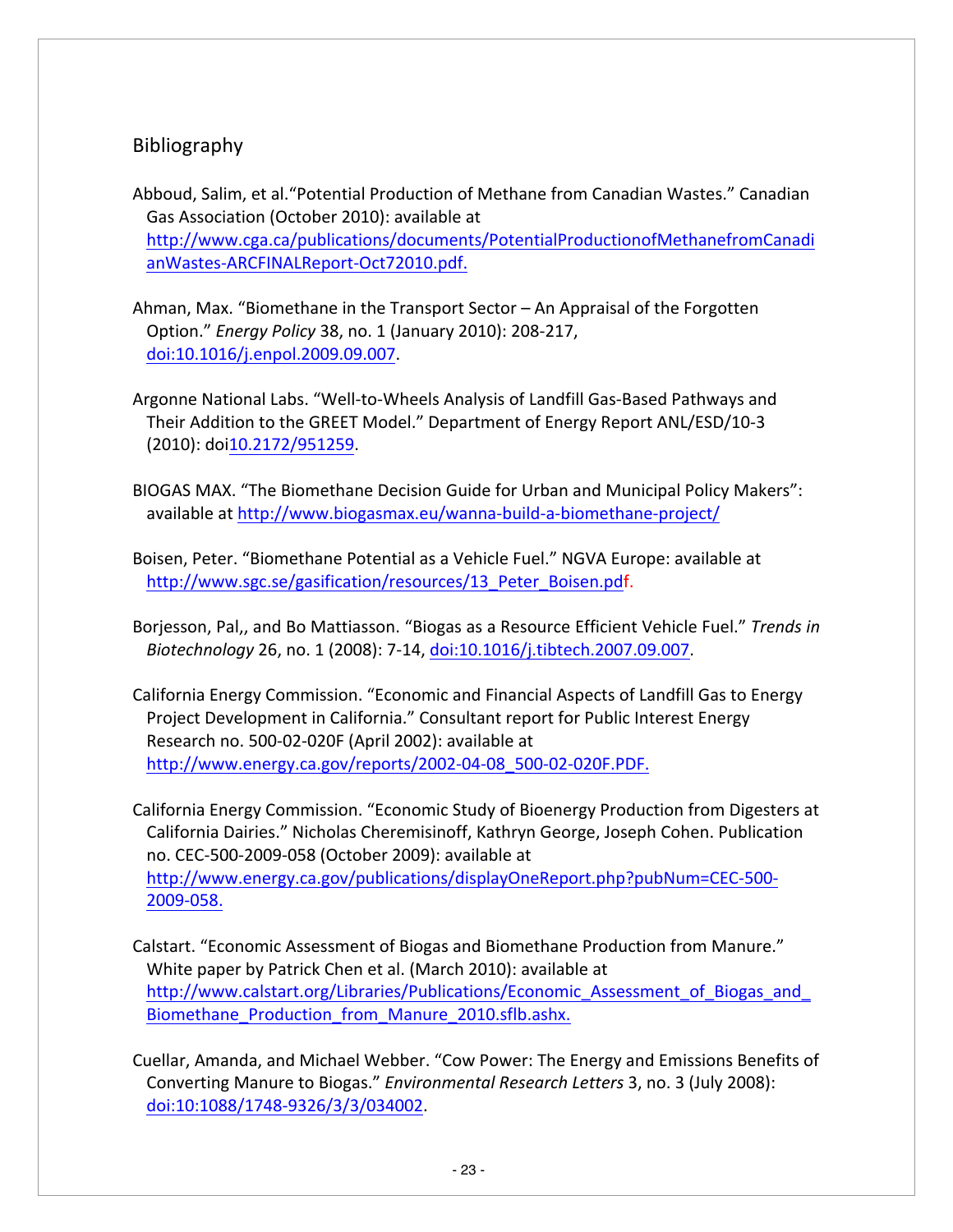## Bibliography

Abboud, Salim, et al."Potential Production of Methane from Canadian Wastes." Canadian Gas Association (October 2010): available at http://www.cga.ca/publications/documents/PotentialProductionofMethanefromCanadianWastes-ARCFINALReport-Oct72010.pdf.

Ahman, Max. "Biomethane in the Transport Sector – An Appraisal of the Forgotten Option." *Energy Policy* 38, no. 1 (January 2010): 208-217, doi:10.1016/j.enpol.2009.09.007.

Argonne National Labs. "Well-to-Wheels Analysis of Landfill Gas-Based Pathways and Their Addition to the GREET Model." Department of Energy Report ANL/ESD/10-3 (2010): doi10.2172/951259.

BIOGAS MAX. "The Biomethane Decision Guide for Urban and Municipal Policy Makers": available at http://www.biogasmax.eu/wanna-build-a-biomethane-project/

Boisen, Peter. "Biomethane Potential as a Vehicle Fuel." NGVA Europe: available at http://www.sgc.se/gasification/resources/13_Peter_Boisen.pdf.

Borjesson, Pal,, and Bo Mattiasson. "Biogas as a Resource Efficient Vehicle Fuel." *Trends in Biotechnology* 26, no. 1 (2008): 7-14, doi:10.1016/j.tibtech.2007.09.007.

California Energy Commission. "Economic and Financial Aspects of Landfill Gas to Energy Project Development in California." Consultant report for Public Interest Energy Research no. 500-02-020F (April 2002): available at http://www.energy.ca.gov/reports/2002-04-08_500-02-020F.PDF.

California Energy Commission. "Economic Study of Bioenergy Production from Digesters at California Dairies." Nicholas Cheremisinoff, Kathryn George, Joseph Cohen. Publication no. CEC-500-2009-058 (October 2009): available at http://www.energy.ca.gov/publications/displayOneReport.php?pubNum=CEC-500-2009-058.

Calstart. "Economic Assessment of Biogas and Biomethane Production from Manure." White paper by Patrick Chen et al. (March 2010): available at http://www.calstart.org/Libraries/Publications/Economic_Assessment_of_Biogas_and_Biomethane_Production_from_Manure_2010.sflb.ashx.

Cuellar, Amanda, and Michael Webber. "Cow Power: The Energy and Emissions Benefits of Converting Manure to Biogas." *Environmental Research Letters* 3, no. 3 (July 2008): doi:10:1088/1748-9326/3/3/034002.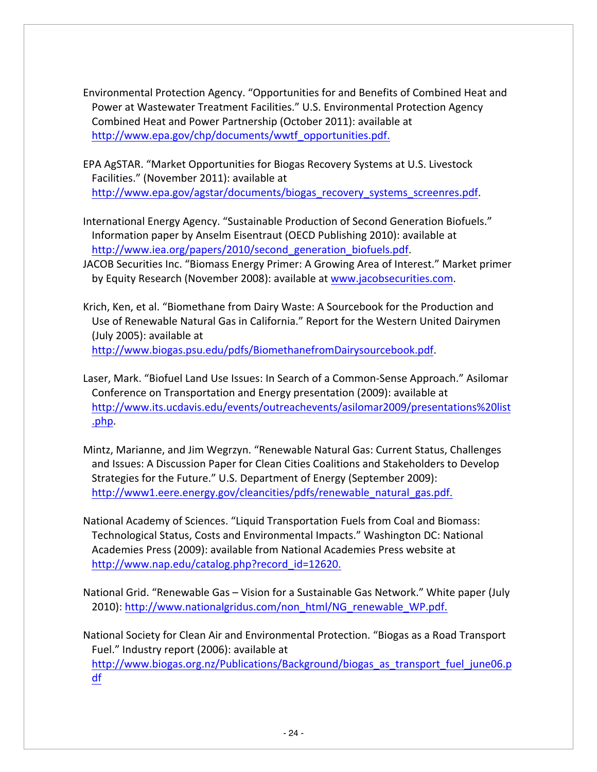Environmental Protection Agency. “Opportunities for and Benefits of Combined Heat and Power at Wastewater Treatment Facilities.” U.S. Environmental Protection Agency Combined Heat and Power Partnership (October 2011): available at http://www.epa.gov/chp/documents/wwtf_opportunities.pdf.

EPA AgSTAR. “Market Opportunities for Biogas Recovery Systems at U.S. Livestock Facilities.” (November 2011): available at http://www.epa.gov/agstar/documents/biogas_recovery_systems_screenres.pdf.

International Energy Agency. “Sustainable Production of Second Generation Biofuels.” Information paper by Anselm Eisentraut (OECD Publishing 2010): available at http://www.iea.org/papers/2010/second_generation_biofuels.pdf.

JACOB Securities Inc. “Biomass Energy Primer: A Growing Area of Interest.” Market primer by Equity Research (November 2008): available at www.jacobsecurities.com.

Krich, Ken, et al. “Biomethane from Dairy Waste: A Sourcebook for the Production and Use of Renewable Natural Gas in California.” Report for the Western United Dairymen (July 2005): available at http://www.biogas.psu.edu/pdfs/BiomethanefromDairysourcebook.pdf.

Laser, Mark. “Biofuel Land Use Issues: In Search of a Common-Sense Approach.” Asilomar Conference on Transportation and Energy presentation (2009): available at http://www.its.ucdavis.edu/events/outreachevents/asilomar2009/presentations%20list.php.

Mintz, Marianne, and Jim Wegrzyn. “Renewable Natural Gas: Current Status, Challenges and Issues: A Discussion Paper for Clean Cities Coalitions and Stakeholders to Develop Strategies for the Future.” U.S. Department of Energy (September 2009): http://www1.eere.energy.gov/cleancities/pdfs/renewable_natural_gas.pdf.

National Academy of Sciences. “Liquid Transportation Fuels from Coal and Biomass: Technological Status, Costs and Environmental Impacts.” Washington DC: National Academies Press (2009): available from National Academies Press website at http://www.nap.edu/catalog.php?record_id=12620.

National Grid. “Renewable Gas – Vision for a Sustainable Gas Network.” White paper (July 2010): http://www.nationalgridus.com/non_html/NG_renewable_WP.pdf.

National Society for Clean Air and Environmental Protection. “Biogas as a Road Transport Fuel.” Industry report (2006): available at http://www.biogas.org.nz/Publications/Background/biogas_as_transport_fuel_june06.pdf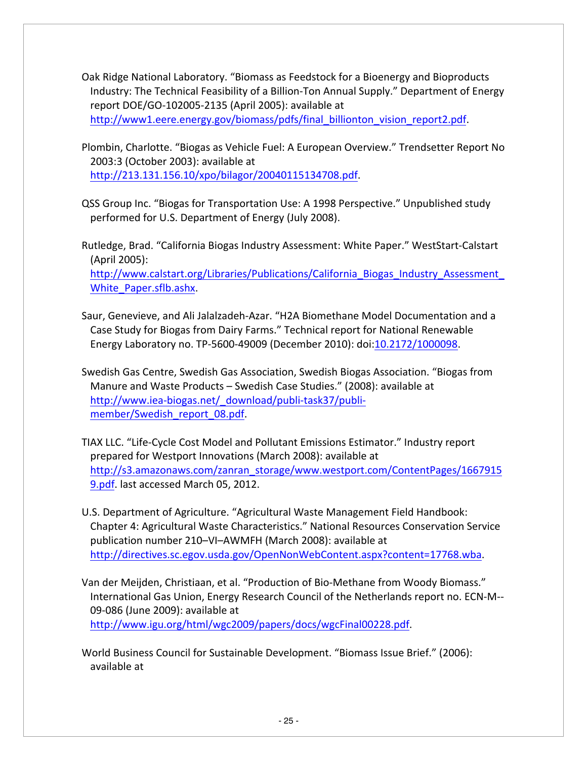Oak Ridge National Laboratory. "Biomass as Feedstock for a Bioenergy and Bioproducts Industry: The Technical Feasibility of a Billion-Ton Annual Supply." Department of Energy report DOE/GO-102005-2135 (April 2005): available at http://www1.eere.energy.gov/biomass/pdfs/final_billionton_vision_report2.pdf.

Plombin, Charlotte. "Biogas as Vehicle Fuel: A European Overview." Trendsetter Report No 2003:3 (October 2003): available at http://213.131.156.10/xpo/bilagor/20040115134708.pdf.

QSS Group Inc. "Biogas for Transportation Use: A 1998 Perspective." Unpublished study performed for U.S. Department of Energy (July 2008).

Rutledge, Brad. "California Biogas Industry Assessment: White Paper." WestStart-Calstart (April 2005): http://www.calstart.org/Libraries/Publications/California_Biogas_Industry_Assessment_White_Paper.sflb.ashx.

Saur, Genevieve, and Ali Jalalzadeh-Azar. "H2A Biomethane Model Documentation and a Case Study for Biogas from Dairy Farms." Technical report for National Renewable Energy Laboratory no. TP-5600-49009 (December 2010): doi:10.2172/1000098.

Swedish Gas Centre, Swedish Gas Association, Swedish Biogas Association. "Biogas from Manure and Waste Products – Swedish Case Studies." (2008): available at http://www.iea-biogas.net/_download/publi-task37/publi-member/Swedish_report_08.pdf.

TIAX LLC. "Life-Cycle Cost Model and Pollutant Emissions Estimator." Industry report prepared for Westport Innovations (March 2008): available at http://s3.amazonaws.com/zanran_storage/www.westport.com/ContentPages/16679159.pdf. last accessed March 05, 2012.

U.S. Department of Agriculture. "Agricultural Waste Management Field Handbook: Chapter 4: Agricultural Waste Characteristics." National Resources Conservation Service publication number 210–VI–AWMFH (March 2008): available at http://directives.sc.egov.usda.gov/OpenNonWebContent.aspx?content=17768.wba.

Van der Meijden, Christiaan, et al. "Production of Bio-Methane from Woody Biomass." International Gas Union, Energy Research Council of the Netherlands report no. ECN-M--09-086 (June 2009): available at http://www.igu.org/html/wgc2009/papers/docs/wgcFinal00228.pdf.

World Business Council for Sustainable Development. "Biomass Issue Brief." (2006): available at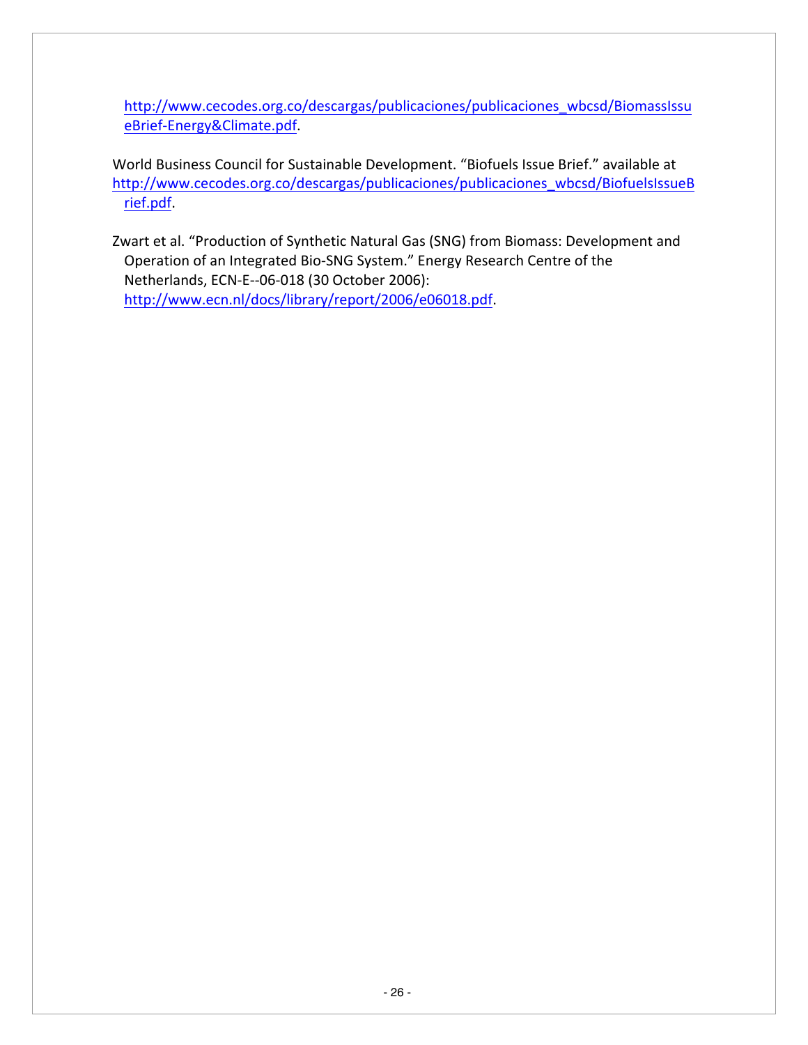http://www.cecodes.org.co/descargas/publicaciones/publicaciones_wbcsd/BiomassIssueBrief-Energy&Climate.pdf.

World Business Council for Sustainable Development. "Biofuels Issue Brief." available at http://www.cecodes.org.co/descargas/publicaciones/publicaciones_wbcsd/BiofuelsIssueBrief.pdf.

Zwart et al. "Production of Synthetic Natural Gas (SNG) from Biomass: Development and Operation of an Integrated Bio-SNG System." Energy Research Centre of the Netherlands, ECN-E--06-018 (30 October 2006): http://www.ecn.nl/docs/library/report/2006/e06018.pdf.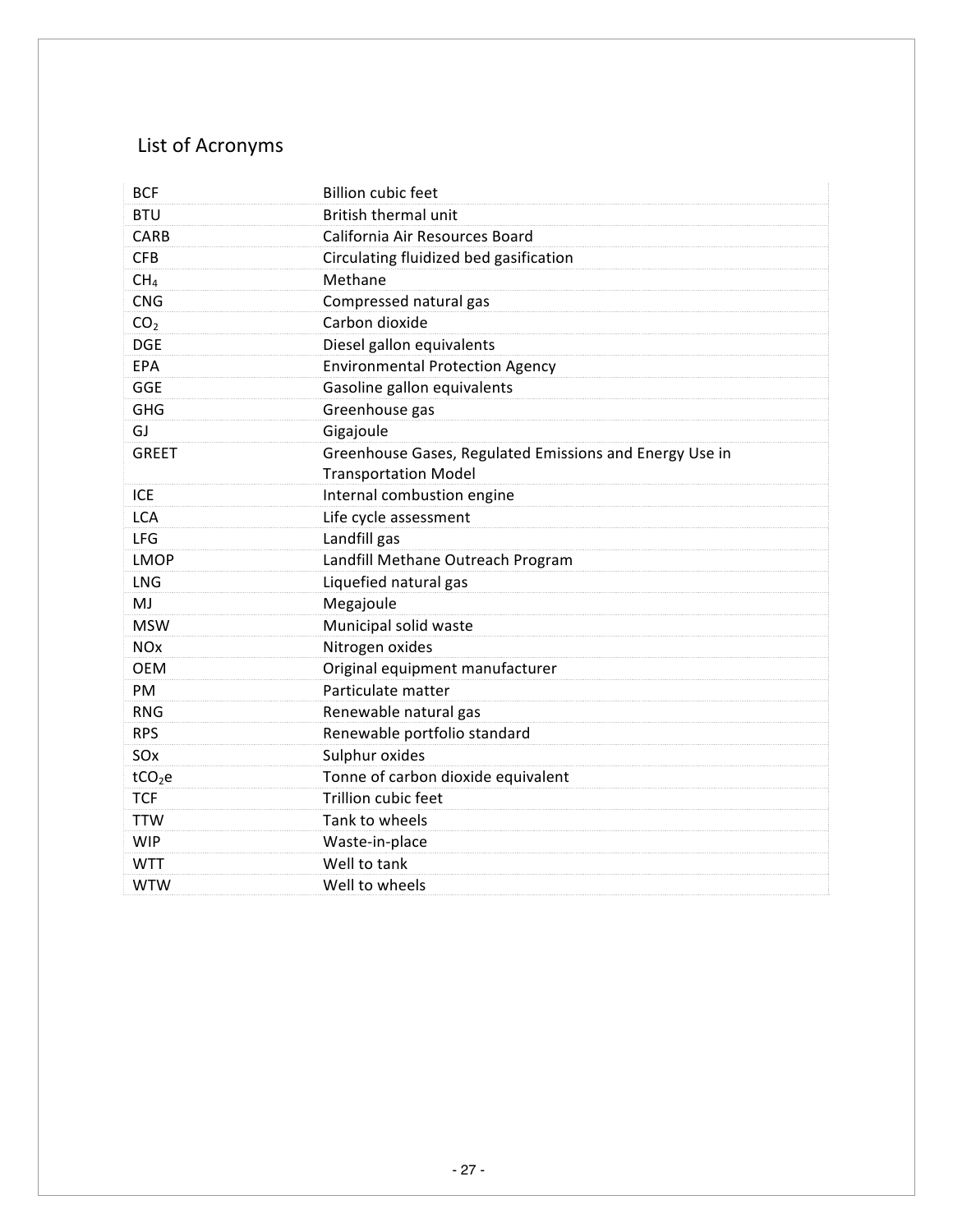## List of Acronyms

| | |
|---|---|
| BCF | Billion cubic feet |
| BTU | British thermal unit |
| CARB | California Air Resources Board |
| CFB | Circulating fluidized bed gasification |
| $CH_4$ | Methane |
| CNG | Compressed natural gas |
| $CO_2$ | Carbon dioxide |
| DGE | Diesel gallon equivalents |
| EPA | Environmental Protection Agency |
| GGE | Gasoline gallon equivalents |
| GHG | Greenhouse gas |
| GJ | Gigajoule |
| GREET | Greenhouse Gases, Regulated Emissions and Energy Use in Transportation Model |
| ICE | Internal combustion engine |
| LCA | Life cycle assessment |
| LFG | Landfill gas |
| LMOP | Landfill Methane Outreach Program |
| LNG | Liquefied natural gas |
| MJ | Megajoule |
| MSW | Municipal solid waste |
| NOx | Nitrogen oxides |
| OEM | Original equipment manufacturer |
| PM | Particulate matter |
| RNG | Renewable natural gas |
| RPS | Renewable portfolio standard |
| SOx | Sulphur oxides |
| $tCO_2e$ | Tonne of carbon dioxide equivalent |
| TCF | Trillion cubic feet |
| TTW | Tank to wheels |
| WIP | Waste-in-place |
| WTT | Well to tank |
| WTW | Well to wheels |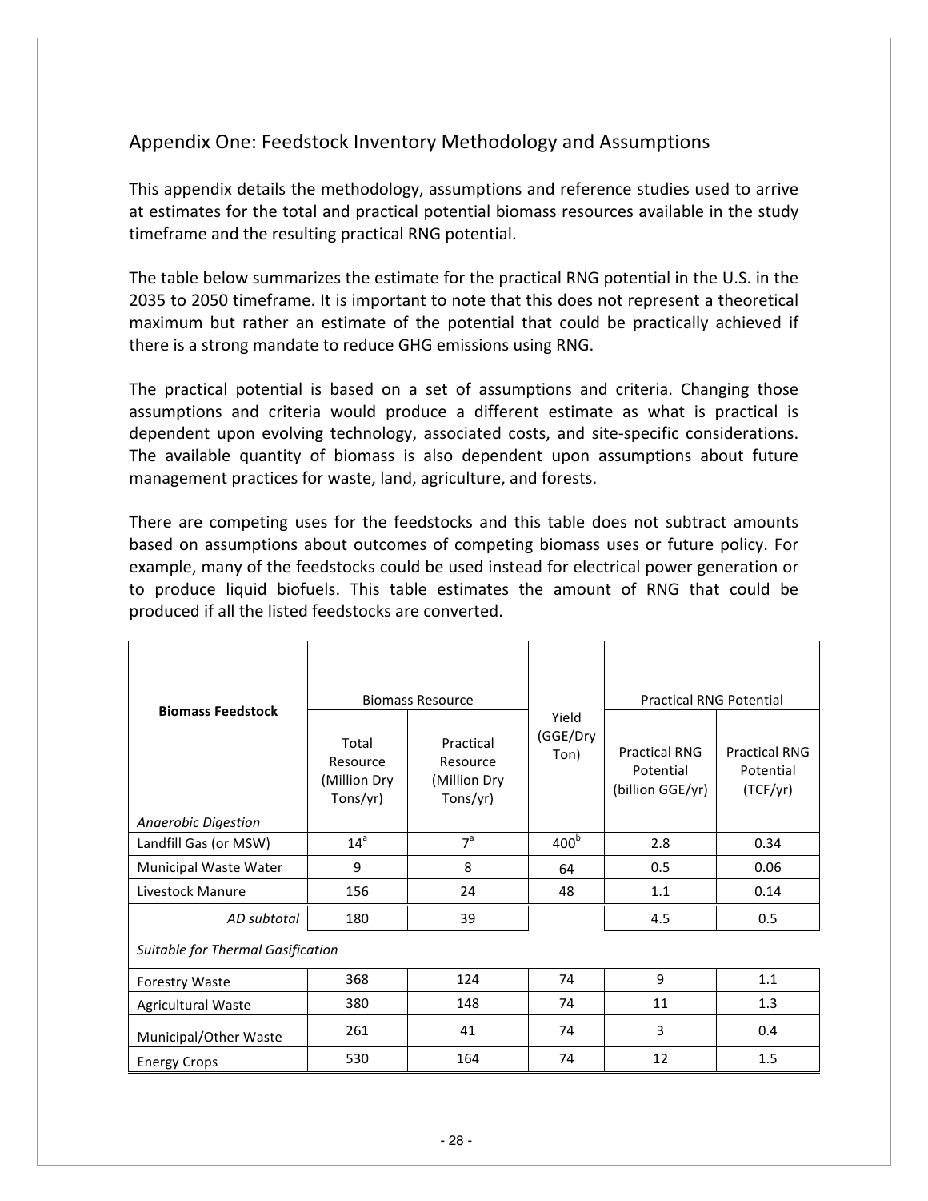## Appendix One: Feedstock Inventory Methodology and Assumptions

This appendix details the methodology, assumptions and reference studies used to arrive at estimates for the total and practical potential biomass resources available in the study timeframe and the resulting practical RNG potential.

The table below summarizes the estimate for the practical RNG potential in the U.S. in the 2035 to 2050 timeframe. It is important to note that this does not represent a theoretical maximum but rather an estimate of the potential that could be practically achieved if there is a strong mandate to reduce GHG emissions using RNG.

The practical potential is based on a set of assumptions and criteria. Changing those assumptions and criteria would produce a different estimate as what is practical is dependent upon evolving technology, associated costs, and site-specific considerations. The available quantity of biomass is also dependent upon assumptions about future management practices for waste, land, agriculture, and forests.

There are competing uses for the feedstocks and this table does not subtract amounts based on assumptions about outcomes of competing biomass uses or future policy. For example, many of the feedstocks could be used instead for electrical power generation or to produce liquid biofuels. This table estimates the amount of RNG that could be produced if all the listed feedstocks are converted.

| **Biomass Feedstock** | Biomass Resource | | Yield (GGE/Dry Ton) | Practical RNG Potential | |
|---|---|---|---|---|---|
| *Anaerobic Digestion* | Total Resource (Million Dry Tons/yr) | Practical Resource (Million Dry Tons/yr) | | Practical RNG Potential (billion GGE/yr) | Practical RNG Potential (TCF/yr) |
| Landfill Gas (or MSW) | 14[a] | 7[a] | 400[b] | 2.8 | 0.34 |
| Municipal Waste Water | 9 | 8 | 64 | 0.5 | 0.06 |
| Livestock Manure | 156 | 24 | 48 | 1.1 | 0.14 |
| *AD subtotal* | 180 | 39 | | 4.5 | 0.5 |
| *Suitable for Thermal Gasification* | | | | | |
| Forestry Waste | 368 | 124 | 74 | 9 | 1.1 |
| Agricultural Waste | 380 | 148 | 74 | 11 | 1.3 |
| Municipal/Other Waste | 261 | 41 | 74 | 3 | 0.4 |
| Energy Crops | 530 | 164 | 74 | 12 | 1.5 |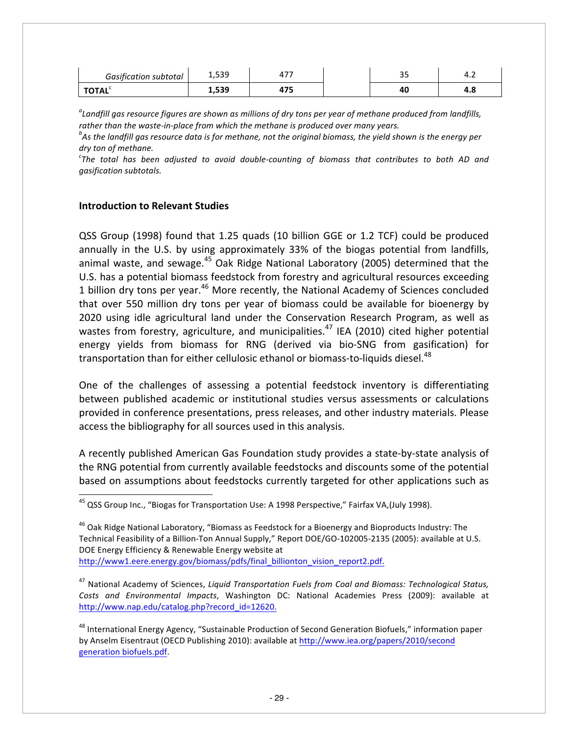| | | | | | |
|---|---|---|---|---|---|
| *Gasification subtotal* | 1,539 | 477 | | 35 | 4.2 |
| **TOTAL**[c] | **1,539** | **475** | | **40** | **4.8** |

[a]*Landfill gas resource figures are shown as millions of dry tons per year of methane produced from landfills, rather than the waste-in-place from which the methane is produced over many years.*
[b]*As the landfill gas resource data is for methane, not the original biomass, the yield shown is the energy per dry ton of methane.*
[c]*The total has been adjusted to avoid double-counting of biomass that contributes to both AD and gasification subtotals.*

## Introduction to Relevant Studies

QSS Group (1998) found that 1.25 quads (10 billion GGE or 1.2 TCF) could be produced annually in the U.S. by using approximately 33% of the biogas potential from landfills, animal waste, and sewage.[45] Oak Ridge National Laboratory (2005) determined that the U.S. has a potential biomass feedstock from forestry and agricultural resources exceeding 1 billion dry tons per year.[46] More recently, the National Academy of Sciences concluded that over 550 million dry tons per year of biomass could be available for bioenergy by 2020 using idle agricultural land under the Conservation Research Program, as well as wastes from forestry, agriculture, and municipalities.[47] IEA (2010) cited higher potential energy yields from biomass for RNG (derived via bio-SNG from gasification) for transportation than for either cellulosic ethanol or biomass-to-liquids diesel.[48]

One of the challenges of assessing a potential feedstock inventory is differentiating between published academic or institutional studies versus assessments or calculations provided in conference presentations, press releases, and other industry materials. Please access the bibliography for all sources used in this analysis.

A recently published American Gas Foundation study provides a state-by-state analysis of the RNG potential from currently available feedstocks and discounts some of the potential based on assumptions about feedstocks currently targeted for other applications such as

[45] QSS Group Inc., "Biogas for Transportation Use: A 1998 Perspective," Fairfax VA,(July 1998).

[46] Oak Ridge National Laboratory, "Biomass as Feedstock for a Bioenergy and Bioproducts Industry: The Technical Feasibility of a Billion-Ton Annual Supply," Report DOE/GO-102005-2135 (2005): available at U.S. DOE Energy Efficiency & Renewable Energy website at http://www1.eere.energy.gov/biomass/pdfs/final_billionton_vision_report2.pdf.

[47] National Academy of Sciences, *Liquid Transportation Fuels from Coal and Biomass: Technological Status, Costs and Environmental Impacts*, Washington DC: National Academies Press (2009): available at http://www.nap.edu/catalog.php?record_id=12620.

[48] International Energy Agency, "Sustainable Production of Second Generation Biofuels," information paper by Anselm Eisentraut (OECD Publishing 2010): available at http://www.iea.org/papers/2010/second generation biofuels.pdf.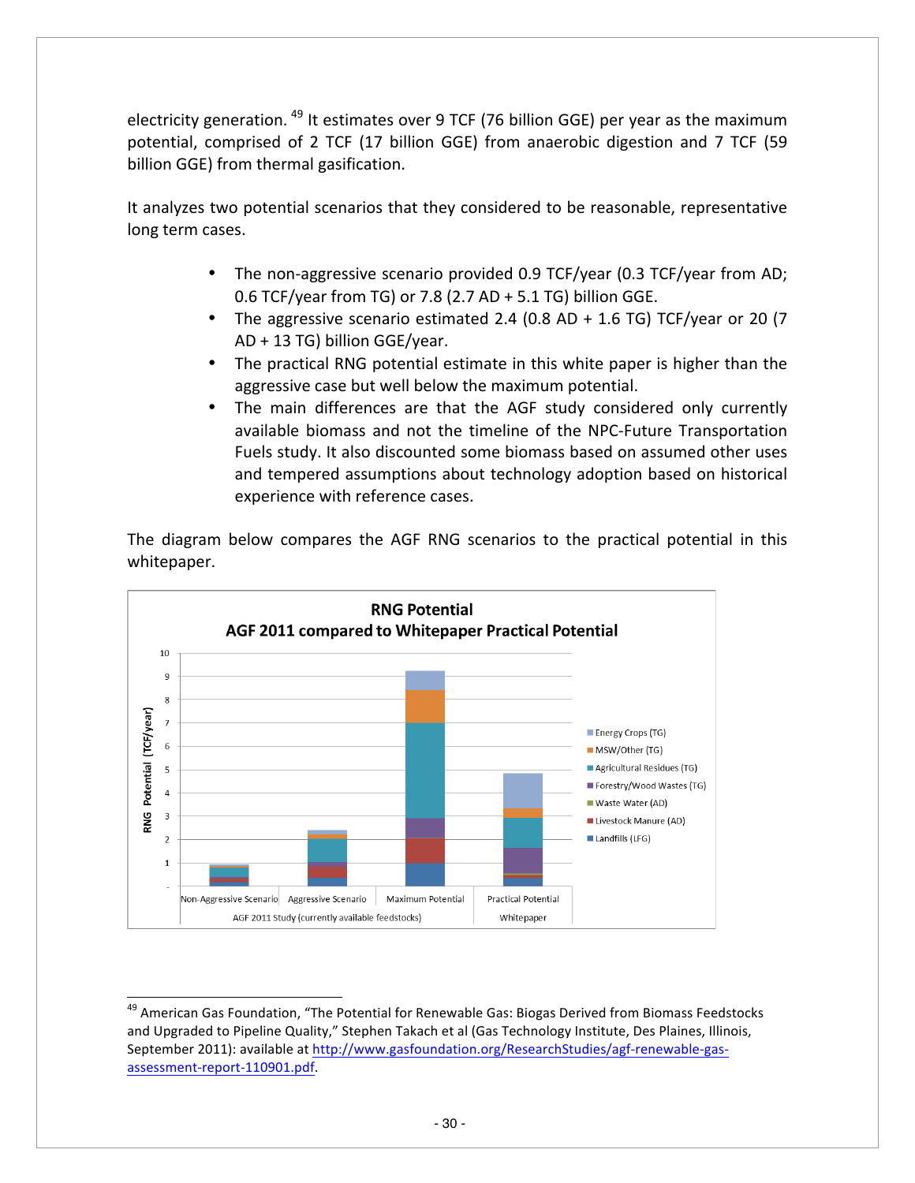electricity generation.[49] It estimates over 9 TCF (76 billion GGE) per year as the maximum potential, comprised of 2 TCF (17 billion GGE) from anaerobic digestion and 7 TCF (59 billion GGE) from thermal gasification.

It analyzes two potential scenarios that they considered to be reasonable, representative long term cases.

- The non-aggressive scenario provided 0.9 TCF/year (0.3 TCF/year from AD; 0.6 TCF/year from TG) or 7.8 (2.7 AD + 5.1 TG) billion GGE.
- The aggressive scenario estimated 2.4 (0.8 AD + 1.6 TG) TCF/year or 20 (7 AD + 13 TG) billion GGE/year.
- The practical RNG potential estimate in this white paper is higher than the aggressive case but well below the maximum potential.
- The main differences are that the AGF study considered only currently available biomass and not the timeline of the NPC-Future Transportation Fuels study. It also discounted some biomass based on assumed other uses and tempered assumptions about technology adoption based on historical experience with reference cases.

The diagram below compares the AGF RNG scenarios to the practical potential in this whitepaper.

**RNG Potential**
**AGF 2011 compared to Whitepaper Practical Potential**

RNG Potential (TCF/year)

10
9
8
7
6
5
4
3
2
1
-

Non-Aggressive Scenario
Aggressive Scenario
Maximum Potential
Practical Potential

AGF 2011 Study (currently available feedstocks)
Whitepaper

Energy Crops (TG)
MSW/Other (TG)
Agricultural Residues (TG)
Forestry/Wood Wastes (TG)
Waste Water (AD)
Livestock Manure (AD)
Landfills (LFG)

---

[49] American Gas Foundation, "The Potential for Renewable Gas: Biogas Derived from Biomass Feedstocks and Upgraded to Pipeline Quality," Stephen Takach et al (Gas Technology Institute, Des Plaines, Illinois, September 2011): available at http://www.gasfoundation.org/ResearchStudies/agf-renewable-gas-assessment-report-110901.pdf.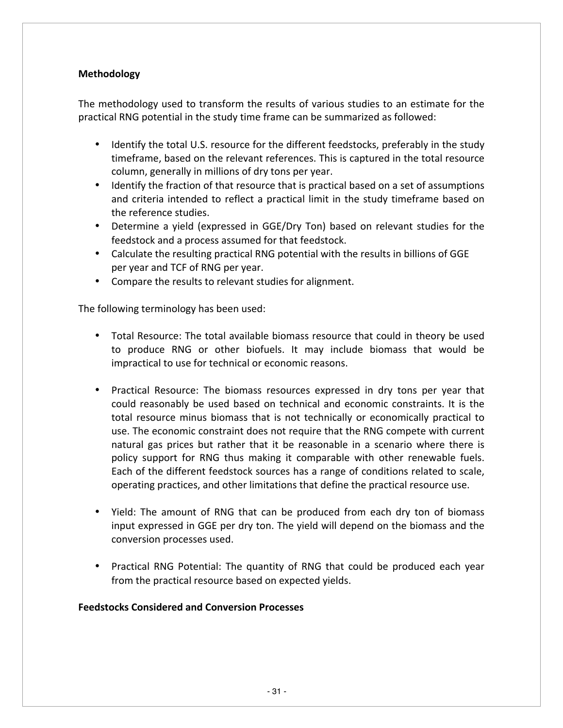**Methodology**

The methodology used to transform the results of various studies to an estimate for the practical RNG potential in the study time frame can be summarized as followed:

- Identify the total U.S. resource for the different feedstocks, preferably in the study timeframe, based on the relevant references. This is captured in the total resource column, generally in millions of dry tons per year.
- Identify the fraction of that resource that is practical based on a set of assumptions and criteria intended to reflect a practical limit in the study timeframe based on the reference studies.
- Determine a yield (expressed in GGE/Dry Ton) based on relevant studies for the feedstock and a process assumed for that feedstock.
- Calculate the resulting practical RNG potential with the results in billions of GGE per year and TCF of RNG per year.
- Compare the results to relevant studies for alignment.

The following terminology has been used:

- Total Resource: The total available biomass resource that could in theory be used to produce RNG or other biofuels. It may include biomass that would be impractical to use for technical or economic reasons.

- Practical Resource: The biomass resources expressed in dry tons per year that could reasonably be used based on technical and economic constraints. It is the total resource minus biomass that is not technically or economically practical to use. The economic constraint does not require that the RNG compete with current natural gas prices but rather that it be reasonable in a scenario where there is policy support for RNG thus making it comparable with other renewable fuels. Each of the different feedstock sources has a range of conditions related to scale, operating practices, and other limitations that define the practical resource use.

- Yield: The amount of RNG that can be produced from each dry ton of biomass input expressed in GGE per dry ton. The yield will depend on the biomass and the conversion processes used.

- Practical RNG Potential: The quantity of RNG that could be produced each year from the practical resource based on expected yields.

**Feedstocks Considered and Conversion Processes**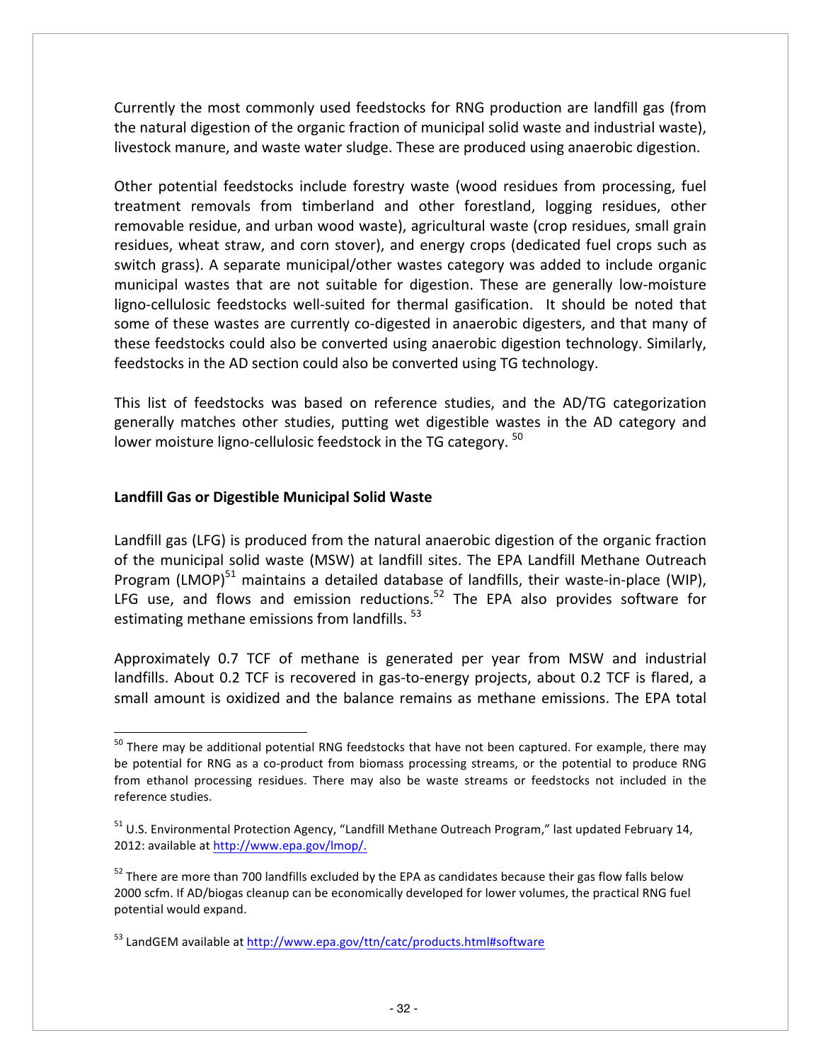Currently the most commonly used feedstocks for RNG production are landfill gas (from the natural digestion of the organic fraction of municipal solid waste and industrial waste), livestock manure, and waste water sludge. These are produced using anaerobic digestion.

Other potential feedstocks include forestry waste (wood residues from processing, fuel treatment removals from timberland and other forestland, logging residues, other removable residue, and urban wood waste), agricultural waste (crop residues, small grain residues, wheat straw, and corn stover), and energy crops (dedicated fuel crops such as switch grass). A separate municipal/other wastes category was added to include organic municipal wastes that are not suitable for digestion. These are generally low-moisture ligno-cellulosic feedstocks well-suited for thermal gasification. It should be noted that some of these wastes are currently co-digested in anaerobic digesters, and that many of these feedstocks could also be converted using anaerobic digestion technology. Similarly, feedstocks in the AD section could also be converted using TG technology.

This list of feedstocks was based on reference studies, and the AD/TG categorization generally matches other studies, putting wet digestible wastes in the AD category and lower moisture ligno-cellulosic feedstock in the TG category. [50]

### Landfill Gas or Digestible Municipal Solid Waste

Landfill gas (LFG) is produced from the natural anaerobic digestion of the organic fraction of the municipal solid waste (MSW) at landfill sites. The EPA Landfill Methane Outreach Program (LMOP)[51] maintains a detailed database of landfills, their waste-in-place (WIP), LFG use, and flows and emission reductions.[52] The EPA also provides software for estimating methane emissions from landfills. [53]

Approximately 0.7 TCF of methane is generated per year from MSW and industrial landfills. About 0.2 TCF is recovered in gas-to-energy projects, about 0.2 TCF is flared, a small amount is oxidized and the balance remains as methane emissions. The EPA total

---

[50] There may be additional potential RNG feedstocks that have not been captured. For example, there may be potential for RNG as a co-product from biomass processing streams, or the potential to produce RNG from ethanol processing residues. There may also be waste streams or feedstocks not included in the reference studies.

[51] U.S. Environmental Protection Agency, "Landfill Methane Outreach Program," last updated February 14, 2012: available at http://www.epa.gov/lmop/.

[52] There are more than 700 landfills excluded by the EPA as candidates because their gas flow falls below 2000 scfm. If AD/biogas cleanup can be economically developed for lower volumes, the practical RNG fuel potential would expand.

[53] LandGEM available at http://www.epa.gov/ttn/catc/products.html#software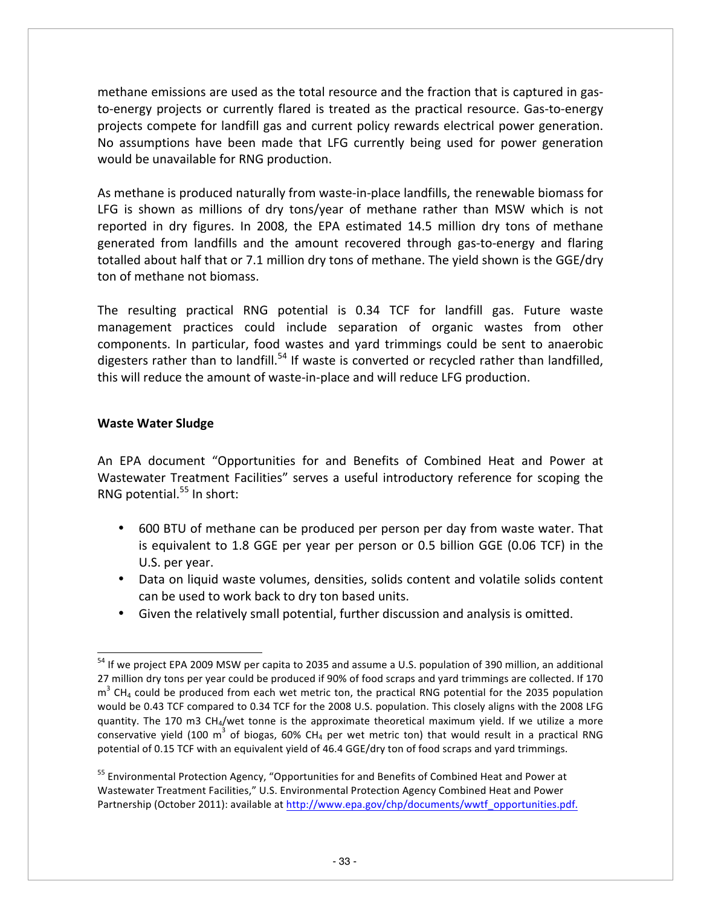methane emissions are used as the total resource and the fraction that is captured in gas-to-energy projects or currently flared is treated as the practical resource. Gas-to-energy projects compete for landfill gas and current policy rewards electrical power generation. No assumptions have been made that LFG currently being used for power generation would be unavailable for RNG production.

As methane is produced naturally from waste-in-place landfills, the renewable biomass for LFG is shown as millions of dry tons/year of methane rather than MSW which is not reported in dry figures. In 2008, the EPA estimated 14.5 million dry tons of methane generated from landfills and the amount recovered through gas-to-energy and flaring totalled about half that or 7.1 million dry tons of methane. The yield shown is the GGE/dry ton of methane not biomass.

The resulting practical RNG potential is 0.34 TCF for landfill gas. Future waste management practices could include separation of organic wastes from other components. In particular, food wastes and yard trimmings could be sent to anaerobic digesters rather than to landfill.[54] If waste is converted or recycled rather than landfilled, this will reduce the amount of waste-in-place and will reduce LFG production.

**Waste Water Sludge**

An EPA document "Opportunities for and Benefits of Combined Heat and Power at Wastewater Treatment Facilities" serves a useful introductory reference for scoping the RNG potential.[55] In short:

- 600 BTU of methane can be produced per person per day from waste water. That is equivalent to 1.8 GGE per year per person or 0.5 billion GGE (0.06 TCF) in the U.S. per year.
- Data on liquid waste volumes, densities, solids content and volatile solids content can be used to work back to dry ton based units.
- Given the relatively small potential, further discussion and analysis is omitted.

---

[54] If we project EPA 2009 MSW per capita to 2035 and assume a U.S. population of 390 million, an additional 27 million dry tons per year could be produced if 90% of food scraps and yard trimmings are collected. If 170 $m^3$ $CH_4$ could be produced from each wet metric ton, the practical RNG potential for the 2035 population would be 0.43 TCF compared to 0.34 TCF for the 2008 U.S. population. This closely aligns with the 2008 LFG quantity. The 170 m3 $CH_4$/wet tonne is the approximate theoretical maximum yield. If we utilize a more conservative yield (100 $m^3$ of biogas, 60% $CH_4$ per wet metric ton) that would result in a practical RNG potential of 0.15 TCF with an equivalent yield of 46.4 GGE/dry ton of food scraps and yard trimmings.

[55] Environmental Protection Agency, "Opportunities for and Benefits of Combined Heat and Power at Wastewater Treatment Facilities," U.S. Environmental Protection Agency Combined Heat and Power Partnership (October 2011): available at http://www.epa.gov/chp/documents/wwtf_opportunities.pdf.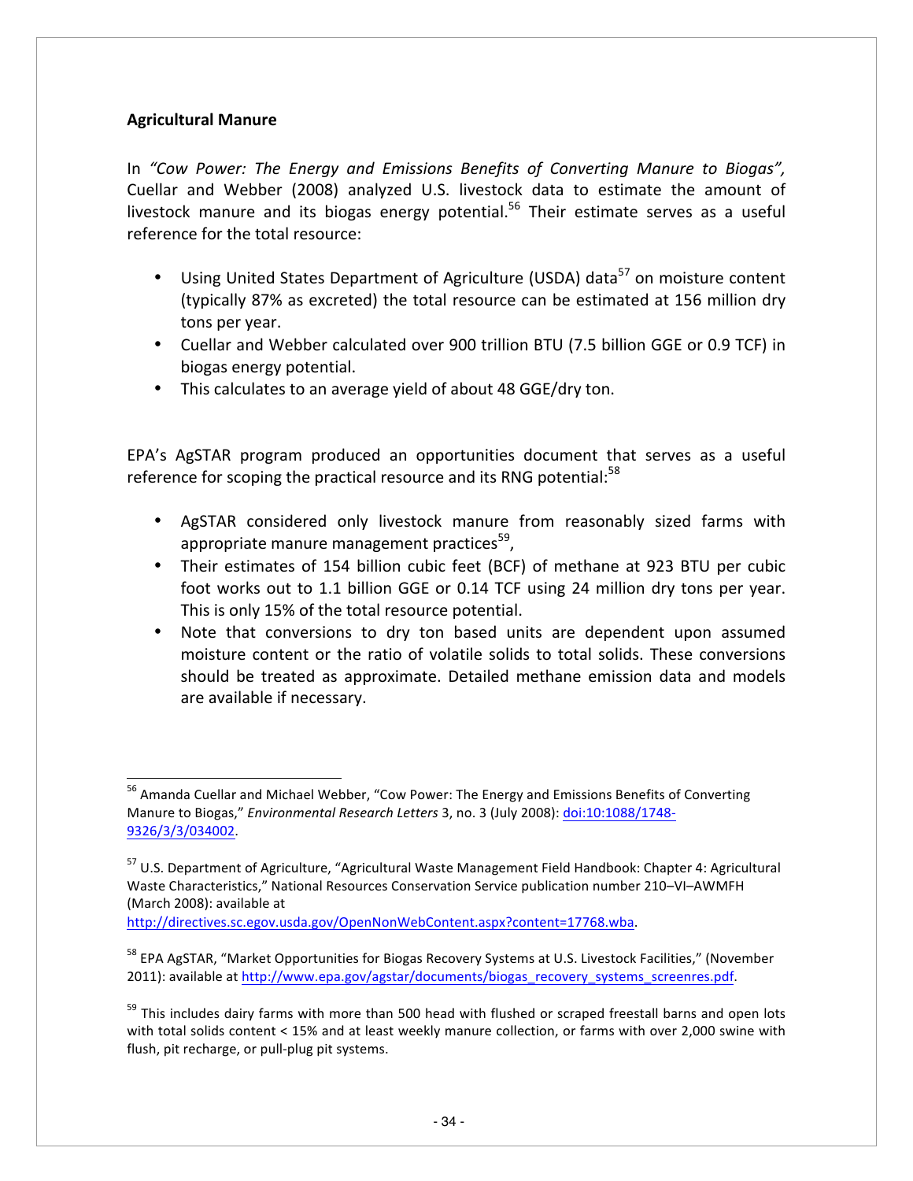**Agricultural Manure**

In *"Cow Power: The Energy and Emissions Benefits of Converting Manure to Biogas",* Cuellar and Webber (2008) analyzed U.S. livestock data to estimate the amount of livestock manure and its biogas energy potential.[56] Their estimate serves as a useful reference for the total resource:

- Using United States Department of Agriculture (USDA) data[57] on moisture content (typically 87% as excreted) the total resource can be estimated at 156 million dry tons per year.
- Cuellar and Webber calculated over 900 trillion BTU (7.5 billion GGE or 0.9 TCF) in biogas energy potential.
- This calculates to an average yield of about 48 GGE/dry ton.

EPA's AgSTAR program produced an opportunities document that serves as a useful reference for scoping the practical resource and its RNG potential:[58]

- AgSTAR considered only livestock manure from reasonably sized farms with appropriate manure management practices[59],
- Their estimates of 154 billion cubic feet (BCF) of methane at 923 BTU per cubic foot works out to 1.1 billion GGE or 0.14 TCF using 24 million dry tons per year. This is only 15% of the total resource potential.
- Note that conversions to dry ton based units are dependent upon assumed moisture content or the ratio of volatile solids to total solids. These conversions should be treated as approximate. Detailed methane emission data and models are available if necessary.

---

[56] Amanda Cuellar and Michael Webber, "Cow Power: The Energy and Emissions Benefits of Converting Manure to Biogas," *Environmental Research Letters* 3, no. 3 (July 2008): doi:10:1088/1748-9326/3/3/034002.

[57] U.S. Department of Agriculture, "Agricultural Waste Management Field Handbook: Chapter 4: Agricultural Waste Characteristics," National Resources Conservation Service publication number 210–VI–AWMFH (March 2008): available at http://directives.sc.egov.usda.gov/OpenNonWebContent.aspx?content=17768.wba.

[58] EPA AgSTAR, "Market Opportunities for Biogas Recovery Systems at U.S. Livestock Facilities," (November 2011): available at http://www.epa.gov/agstar/documents/biogas_recovery_systems_screenres.pdf.

[59] This includes dairy farms with more than 500 head with flushed or scraped freestall barns and open lots with total solids content < 15% and at least weekly manure collection, or farms with over 2,000 swine with flush, pit recharge, or pull-plug pit systems.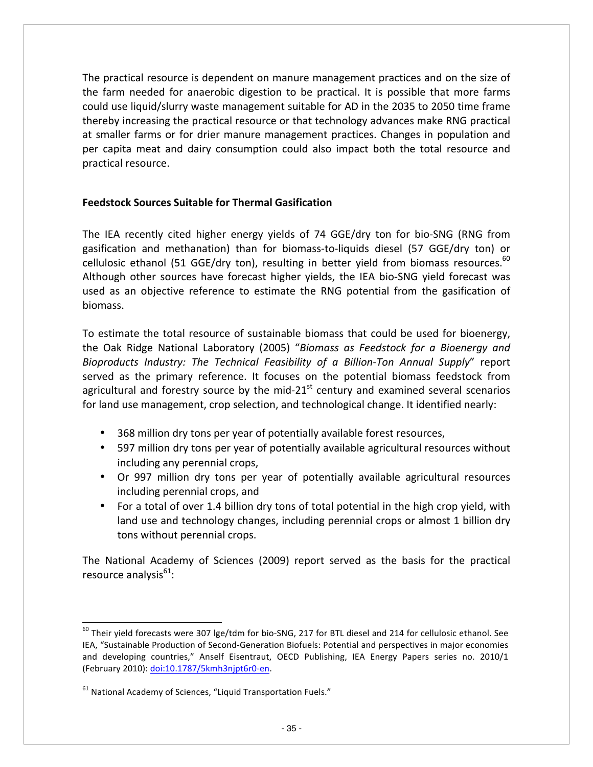The practical resource is dependent on manure management practices and on the size of the farm needed for anaerobic digestion to be practical. It is possible that more farms could use liquid/slurry waste management suitable for AD in the 2035 to 2050 time frame thereby increasing the practical resource or that technology advances make RNG practical at smaller farms or for drier manure management practices. Changes in population and per capita meat and dairy consumption could also impact both the total resource and practical resource.

### Feedstock Sources Suitable for Thermal Gasification

The IEA recently cited higher energy yields of 74 GGE/dry ton for bio-SNG (RNG from gasification and methanation) than for biomass-to-liquids diesel (57 GGE/dry ton) or cellulosic ethanol (51 GGE/dry ton), resulting in better yield from biomass resources.[60] Although other sources have forecast higher yields, the IEA bio-SNG yield forecast was used as an objective reference to estimate the RNG potential from the gasification of biomass.

To estimate the total resource of sustainable biomass that could be used for bioenergy, the Oak Ridge National Laboratory (2005) "*Biomass as Feedstock for a Bioenergy and Bioproducts Industry: The Technical Feasibility of a Billion-Ton Annual Supply*" report served as the primary reference. It focuses on the potential biomass feedstock from agricultural and forestry source by the mid-21st century and examined several scenarios for land use management, crop selection, and technological change. It identified nearly:

- 368 million dry tons per year of potentially available forest resources,
- 597 million dry tons per year of potentially available agricultural resources without including any perennial crops,
- Or 997 million dry tons per year of potentially available agricultural resources including perennial crops, and
- For a total of over 1.4 billion dry tons of total potential in the high crop yield, with land use and technology changes, including perennial crops or almost 1 billion dry tons without perennial crops.

The National Academy of Sciences (2009) report served as the basis for the practical resource analysis[61]:

---

[60] Their yield forecasts were 307 lge/tdm for bio-SNG, 217 for BTL diesel and 214 for cellulosic ethanol. See IEA, "Sustainable Production of Second-Generation Biofuels: Potential and perspectives in major economies and developing countries," Anself Eisentraut, OECD Publishing, IEA Energy Papers series no. 2010/1 (February 2010): doi:10.1787/5kmh3njpt6r0-en.

[61] National Academy of Sciences, "Liquid Transportation Fuels."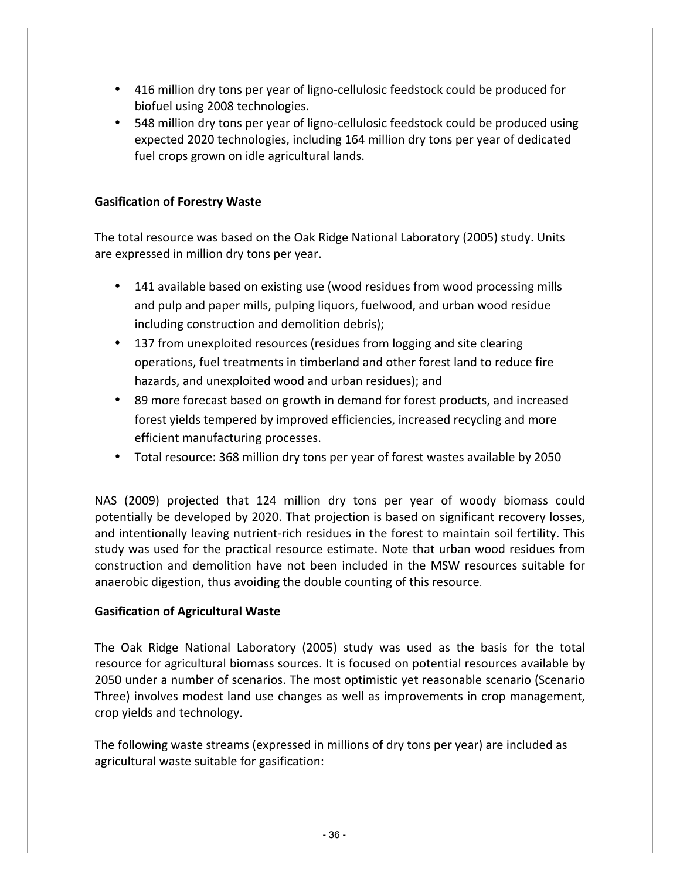- 416 million dry tons per year of ligno-cellulosic feedstock could be produced for biofuel using 2008 technologies.
- 548 million dry tons per year of ligno-cellulosic feedstock could be produced using expected 2020 technologies, including 164 million dry tons per year of dedicated fuel crops grown on idle agricultural lands.

**Gasification of Forestry Waste**

The total resource was based on the Oak Ridge National Laboratory (2005) study. Units are expressed in million dry tons per year.

- 141 available based on existing use (wood residues from wood processing mills and pulp and paper mills, pulping liquors, fuelwood, and urban wood residue including construction and demolition debris);
- 137 from unexploited resources (residues from logging and site clearing operations, fuel treatments in timberland and other forest land to reduce fire hazards, and unexploited wood and urban residues); and
- 89 more forecast based on growth in demand for forest products, and increased forest yields tempered by improved efficiencies, increased recycling and more efficient manufacturing processes.
- Total resource: 368 million dry tons per year of forest wastes available by 2050

NAS (2009) projected that 124 million dry tons per year of woody biomass could potentially be developed by 2020. That projection is based on significant recovery losses, and intentionally leaving nutrient-rich residues in the forest to maintain soil fertility. This study was used for the practical resource estimate. Note that urban wood residues from construction and demolition have not been included in the MSW resources suitable for anaerobic digestion, thus avoiding the double counting of this resource.

**Gasification of Agricultural Waste**

The Oak Ridge National Laboratory (2005) study was used as the basis for the total resource for agricultural biomass sources. It is focused on potential resources available by 2050 under a number of scenarios. The most optimistic yet reasonable scenario (Scenario Three) involves modest land use changes as well as improvements in crop management, crop yields and technology.

The following waste streams (expressed in millions of dry tons per year) are included as agricultural waste suitable for gasification: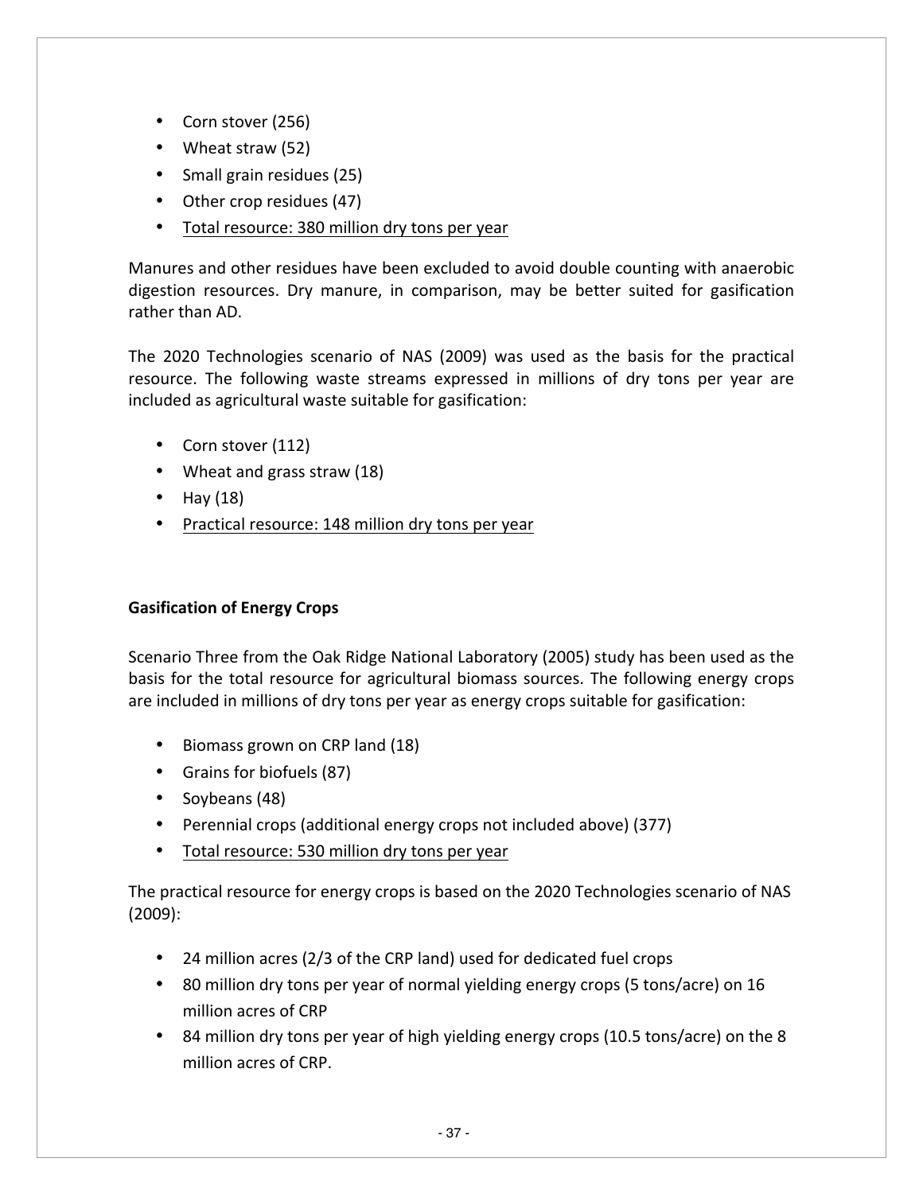- Corn stover (256)
- Wheat straw (52)
- Small grain residues (25)
- Other crop residues (47)
- Total resource: 380 million dry tons per year

Manures and other residues have been excluded to avoid double counting with anaerobic digestion resources. Dry manure, in comparison, may be better suited for gasification rather than AD.

The 2020 Technologies scenario of NAS (2009) was used as the basis for the practical resource. The following waste streams expressed in millions of dry tons per year are included as agricultural waste suitable for gasification:

- Corn stover (112)
- Wheat and grass straw (18)
- Hay (18)
- Practical resource: 148 million dry tons per year

**Gasification of Energy Crops**

Scenario Three from the Oak Ridge National Laboratory (2005) study has been used as the basis for the total resource for agricultural biomass sources. The following energy crops are included in millions of dry tons per year as energy crops suitable for gasification:

- Biomass grown on CRP land (18)
- Grains for biofuels (87)
- Soybeans (48)
- Perennial crops (additional energy crops not included above) (377)
- Total resource: 530 million dry tons per year

The practical resource for energy crops is based on the 2020 Technologies scenario of NAS (2009):

- 24 million acres (2/3 of the CRP land) used for dedicated fuel crops
- 80 million dry tons per year of normal yielding energy crops (5 tons/acre) on 16 million acres of CRP
- 84 million dry tons per year of high yielding energy crops (10.5 tons/acre) on the 8 million acres of CRP.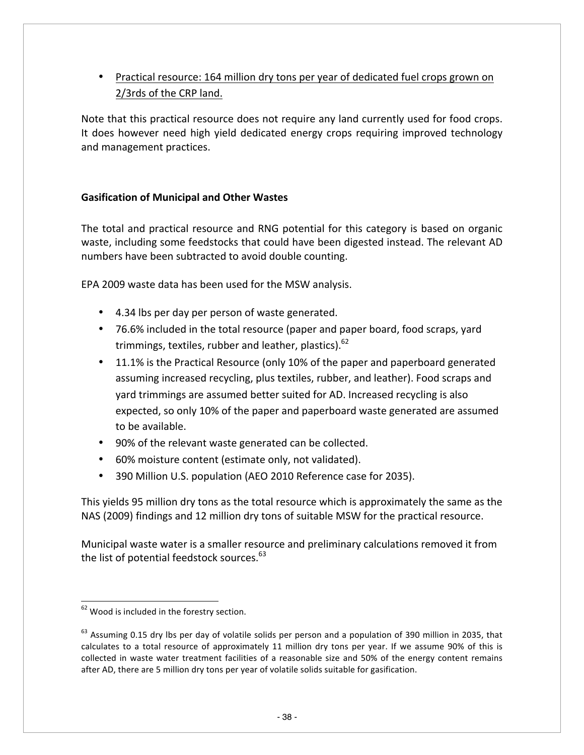- <u>Practical resource: 164 million dry tons per year of dedicated fuel crops grown on 2/3rds of the CRP land.</u>

Note that this practical resource does not require any land currently used for food crops. It does however need high yield dedicated energy crops requiring improved technology and management practices.

**Gasification of Municipal and Other Wastes**

The total and practical resource and RNG potential for this category is based on organic waste, including some feedstocks that could have been digested instead. The relevant AD numbers have been subtracted to avoid double counting.

EPA 2009 waste data has been used for the MSW analysis.

- 4.34 lbs per day per person of waste generated.
- 76.6% included in the total resource (paper and paper board, food scraps, yard trimmings, textiles, rubber and leather, plastics).[62]
- 11.1% is the Practical Resource (only 10% of the paper and paperboard generated assuming increased recycling, plus textiles, rubber, and leather). Food scraps and yard trimmings are assumed better suited for AD. Increased recycling is also expected, so only 10% of the paper and paperboard waste generated are assumed to be available.
- 90% of the relevant waste generated can be collected.
- 60% moisture content (estimate only, not validated).
- 390 Million U.S. population (AEO 2010 Reference case for 2035).

This yields 95 million dry tons as the total resource which is approximately the same as the NAS (2009) findings and 12 million dry tons of suitable MSW for the practical resource.

Municipal waste water is a smaller resource and preliminary calculations removed it from the list of potential feedstock sources.[63]

---

[62] Wood is included in the forestry section.

[63] Assuming 0.15 dry lbs per day of volatile solids per person and a population of 390 million in 2035, that calculates to a total resource of approximately 11 million dry tons per year. If we assume 90% of this is collected in waste water treatment facilities of a reasonable size and 50% of the energy content remains after AD, there are 5 million dry tons per year of volatile solids suitable for gasification.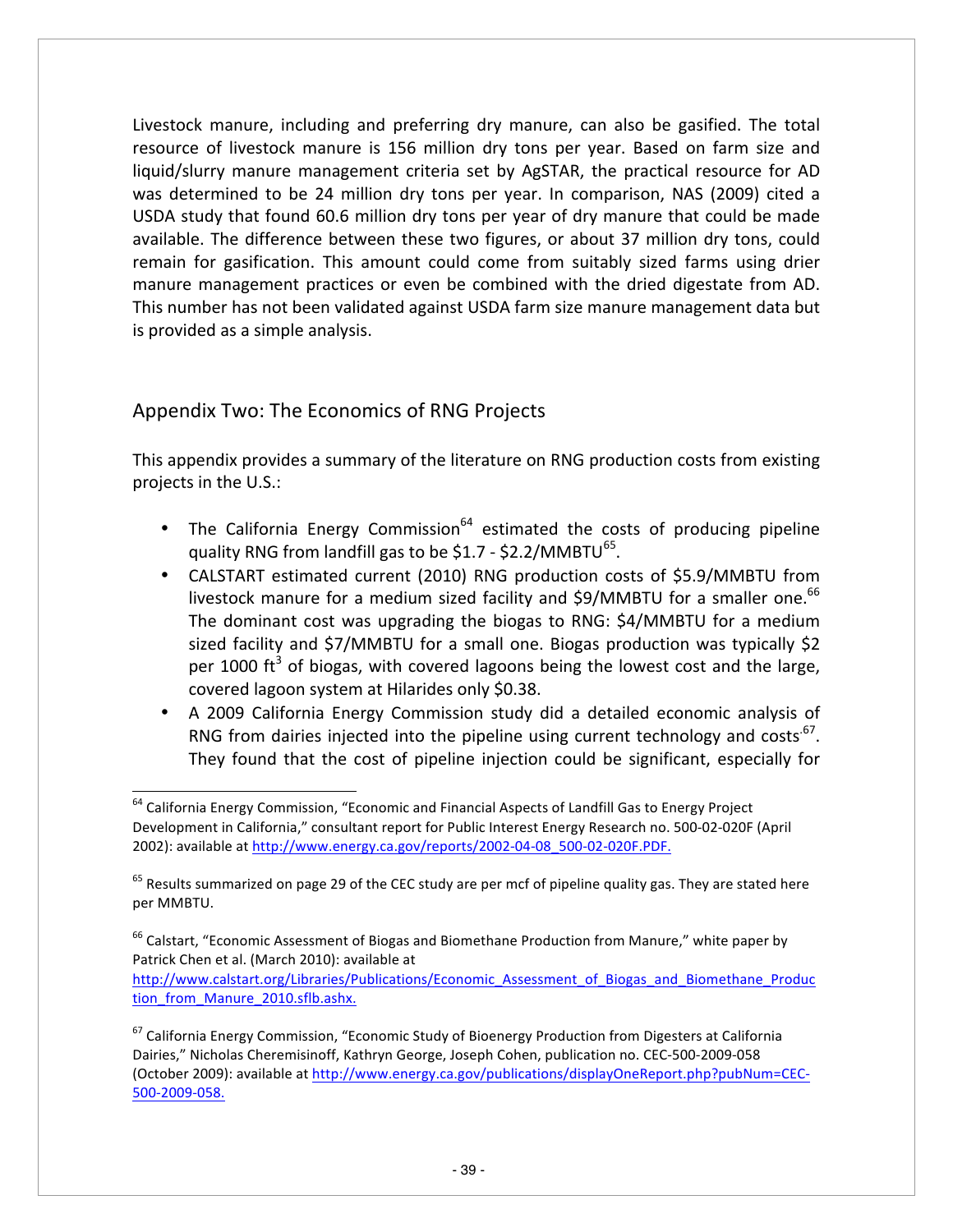Livestock manure, including and preferring dry manure, can also be gasified. The total resource of livestock manure is 156 million dry tons per year. Based on farm size and liquid/slurry manure management criteria set by AgSTAR, the practical resource for AD was determined to be 24 million dry tons per year. In comparison, NAS (2009) cited a USDA study that found 60.6 million dry tons per year of dry manure that could be made available. The difference between these two figures, or about 37 million dry tons, could remain for gasification. This amount could come from suitably sized farms using drier manure management practices or even be combined with the dried digestate from AD. This number has not been validated against USDA farm size manure management data but is provided as a simple analysis.

## Appendix Two: The Economics of RNG Projects

This appendix provides a summary of the literature on RNG production costs from existing projects in the U.S.:

- The California Energy Commission[64] estimated the costs of producing pipeline quality RNG from landfill gas to be $1.7 - $2.2/MMBTU[65].
- CALSTART estimated current (2010) RNG production costs of $5.9/MMBTU from livestock manure for a medium sized facility and $9/MMBTU for a smaller one.[66] The dominant cost was upgrading the biogas to RNG: $4/MMBTU for a medium sized facility and $7/MMBTU for a small one. Biogas production was typically $2 per 1000 $ft^3$ of biogas, with covered lagoons being the lowest cost and the large, covered lagoon system at Hilarides only $0.38.
- A 2009 California Energy Commission study did a detailed economic analysis of RNG from dairies injected into the pipeline using current technology and costs[67]. They found that the cost of pipeline injection could be significant, especially for

---

[64] California Energy Commission, "Economic and Financial Aspects of Landfill Gas to Energy Project Development in California," consultant report for Public Interest Energy Research no. 500-02-020F (April 2002): available at http://www.energy.ca.gov/reports/2002-04-08_500-02-020F.PDF.

[65] Results summarized on page 29 of the CEC study are per mcf of pipeline quality gas. They are stated here per MMBTU.

[66] Calstart, "Economic Assessment of Biogas and Biomethane Production from Manure," white paper by Patrick Chen et al. (March 2010): available at http://www.calstart.org/Libraries/Publications/Economic_Assessment_of_Biogas_and_Biomethane_Production_from_Manure_2010.sflb.ashx.

[67] California Energy Commission, "Economic Study of Bioenergy Production from Digesters at California Dairies," Nicholas Cheremisinoff, Kathryn George, Joseph Cohen, publication no. CEC-500-2009-058 (October 2009): available at http://www.energy.ca.gov/publications/displayOneReport.php?pubNum=CEC-500-2009-058.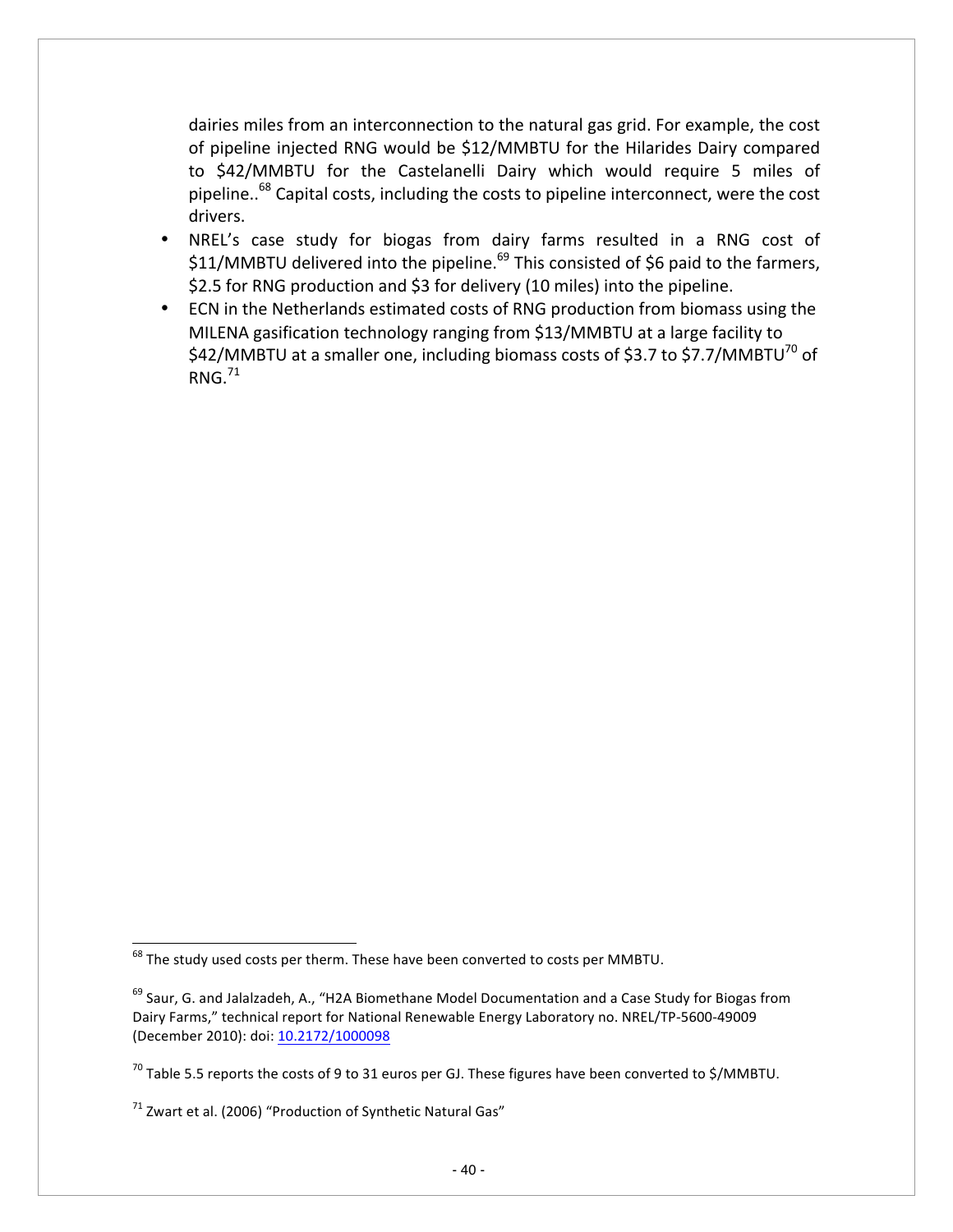dairies miles from an interconnection to the natural gas grid. For example, the cost of pipeline injected RNG would be $12/MMBTU for the Hilarides Dairy compared to $42/MMBTU for the Castelanelli Dairy which would require 5 miles of pipeline..[68] Capital costs, including the costs to pipeline interconnect, were the cost drivers.

- NREL's case study for biogas from dairy farms resulted in a RNG cost of $11/MMBTU delivered into the pipeline.[69] This consisted of $6 paid to the farmers, $2.5 for RNG production and $3 for delivery (10 miles) into the pipeline.
- ECN in the Netherlands estimated costs of RNG production from biomass using the MILENA gasification technology ranging from $13/MMBTU at a large facility to $42/MMBTU at a smaller one, including biomass costs of $3.7 to $7.7/MMBTU[70] of RNG.[71]

---

[68] The study used costs per therm. These have been converted to costs per MMBTU.

[69] Saur, G. and Jalalzadeh, A., "H2A Biomethane Model Documentation and a Case Study for Biogas from Dairy Farms," technical report for National Renewable Energy Laboratory no. NREL/TP-5600-49009 (December 2010): doi: 10.2172/1000098

[70] Table 5.5 reports the costs of 9 to 31 euros per GJ. These figures have been converted to $/MMBTU.

[71] Zwart et al. (2006) "Production of Synthetic Natural Gas"